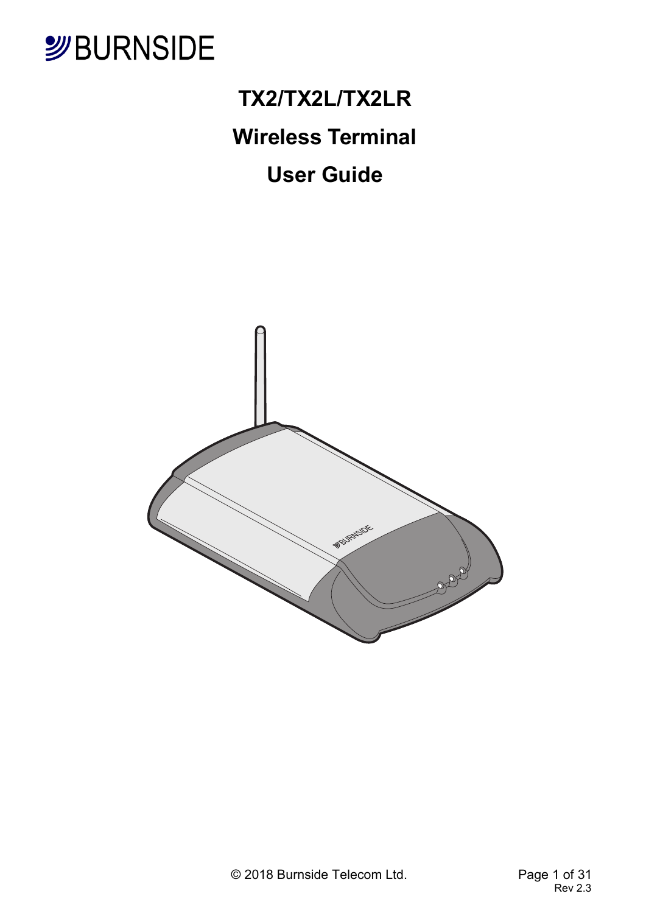BURNSIDE

# TX2/TX2L/TX2LR

# Wireless Terminal

# User Guide

© 2018 Burnside Telecom Ltd.

Rev 2.3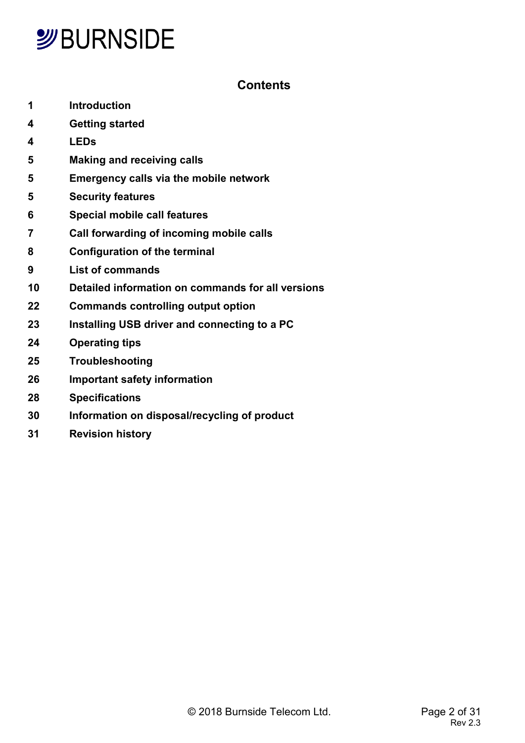## Contents

| | |
|---|---|
| **1** | **Introduction** |
| **4** | **Getting started** |
| **4** | **LEDs** |
| **5** | **Making and receiving calls** |
| **5** | **Emergency calls via the mobile network** |
| **5** | **Security features** |
| **6** | **Special mobile call features** |
| **7** | **Call forwarding of incoming mobile calls** |
| **8** | **Configuration of the terminal** |
| **9** | **List of commands** |
| **10** | **Detailed information on commands for all versions** |
| **22** | **Commands controlling output option** |
| **23** | **Installing USB driver and connecting to a PC** |
| **24** | **Operating tips** |
| **25** | **Troubleshooting** |
| **26** | **Important safety information** |
| **28** | **Specifications** |
| **30** | **Information on disposal/recycling of product** |
| **31** | **Revision history** |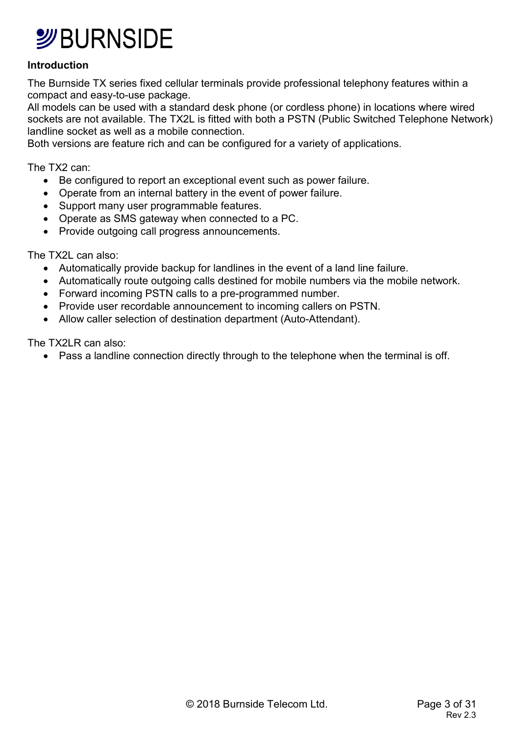## Introduction

The Burnside TX series fixed cellular terminals provide professional telephony features within a compact and easy-to-use package.
All models can be used with a standard desk phone (or cordless phone) in locations where wired sockets are not available. The TX2L is fitted with both a PSTN (Public Switched Telephone Network) landline socket as well as a mobile connection.
Both versions are feature rich and can be configured for a variety of applications.

The TX2 can:

- Be configured to report an exceptional event such as power failure.
- Operate from an internal battery in the event of power failure.
- Support many user programmable features.
- Operate as SMS gateway when connected to a PC.
- Provide outgoing call progress announcements.

The TX2L can also:

- Automatically provide backup for landlines in the event of a land line failure.
- Automatically route outgoing calls destined for mobile numbers via the mobile network.
- Forward incoming PSTN calls to a pre-programmed number.
- Provide user recordable announcement to incoming callers on PSTN.
- Allow caller selection of destination department (Auto-Attendant).

The TX2LR can also:

- Pass a landline connection directly through to the telephone when the terminal is off.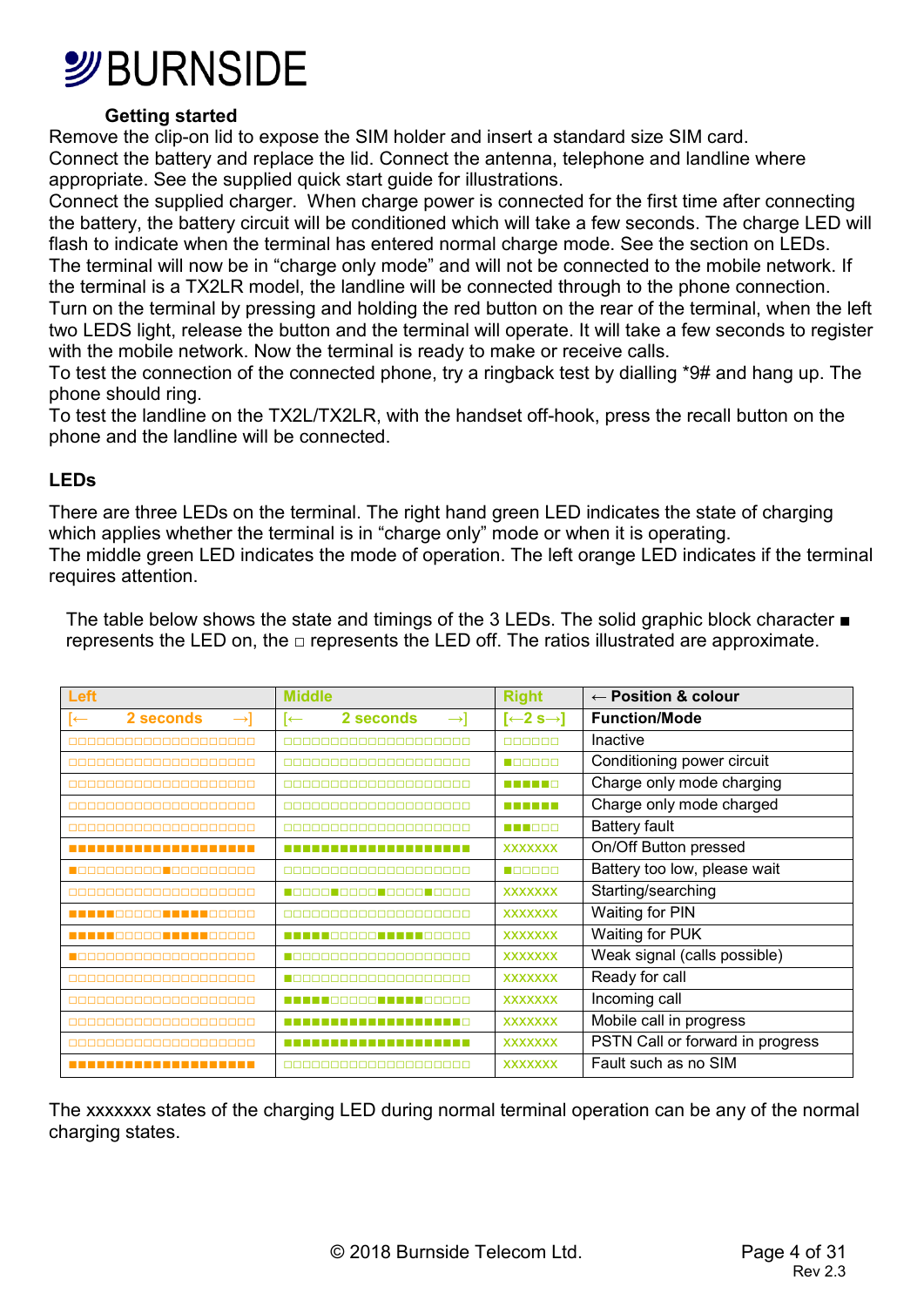**Getting started**

Remove the clip-on lid to expose the SIM holder and insert a standard size SIM card.
Connect the battery and replace the lid. Connect the antenna, telephone and landline where appropriate. See the supplied quick start guide for illustrations.
Connect the supplied charger. When charge power is connected for the first time after connecting the battery, the battery circuit will be conditioned which will take a few seconds. The charge LED will flash to indicate when the terminal has entered normal charge mode. See the section on LEDs.
The terminal will now be in “charge only mode” and will not be connected to the mobile network. If the terminal is a TX2LR model, the landline will be connected through to the phone connection.
Turn on the terminal by pressing and holding the red button on the rear of the terminal, when the left two LEDS light, release the button and the terminal will operate. It will take a few seconds to register with the mobile network. Now the terminal is ready to make or receive calls.
To test the connection of the connected phone, try a ringback test by dialling *9# and hang up. The phone should ring.
To test the landline on the TX2L/TX2LR, with the handset off-hook, press the recall button on the phone and the landline will be connected.

## LEDs

There are three LEDs on the terminal. The right hand green LED indicates the state of charging which applies whether the terminal is in “charge only” mode or when it is operating.
The middle green LED indicates the mode of operation. The left orange LED indicates if the terminal requires attention.

The table below shows the state and timings of the 3 LEDs. The solid graphic block character ■ represents the LED on, the □ represents the LED off. The ratios illustrated are approximate.

| Left | Middle | Right | ← Position & colour |
|---|---|---|---|
| [← 2 seconds →] | [← 2 seconds →] | [←2 s→] | **Function/Mode** |
| □□□□□□□□□□□□□□□□□□□□ | □□□□□□□□□□□□□□□□□□□□ | □□□□□□ | Inactive |
| □□□□□□□□□□□□□□□□□□□□ | □□□□□□□□□□□□□□□□□□□□ | ■□□□□□ | Conditioning power circuit |
| □□□□□□□□□□□□□□□□□□□□ | □□□□□□□□□□□□□□□□□□□□ | ■■■■■□ | Charge only mode charging |
| □□□□□□□□□□□□□□□□□□□□ | □□□□□□□□□□□□□□□□□□□□ | ■■■■■■ | Charge only mode charged |
| □□□□□□□□□□□□□□□□□□□□ | □□□□□□□□□□□□□□□□□□□□ | ■■■□□□ | Battery fault |
| ■■■■■■■■■■■■■■■■■■■■ | ■■■■■■■■■■■■■■■■■■■■ | xxxxxxx | On/Off Button pressed |
| ■□□□□□□□□□■□□□□□□□□□ | □□□□□□□□□□□□□□□□□□□□ | ■□□□□□ | Battery too low, please wait |
| □□□□□□□□□□□□□□□□□□□□ | ■□□□□■□□□□■□□□□■□□□□ | xxxxxxx | Starting/searching |
| ■■■■■□□□□□■■■■■□□□□□ | □□□□□□□□□□□□□□□□□□□□ | xxxxxxx | Waiting for PIN |
| ■■■■■□□□□□■■■■■□□□□□ | ■■■■■□□□□□■■■■■□□□□□ | xxxxxxx | Waiting for PUK |
| ■□□□□□□□□□□□□□□□□□□□ | ■□□□□□□□□□□□□□□□□□□□ | xxxxxxx | Weak signal (calls possible) |
| □□□□□□□□□□□□□□□□□□□□ | ■□□□□□□□□□□□□□□□□□□□ | xxxxxxx | Ready for call |
| □□□□□□□□□□□□□□□□□□□□ | ■■■■■□□□□□■■■■■□□□□□ | xxxxxxx | Incoming call |
| □□□□□□□□□□□□□□□□□□□□ | ■■■■■■■■■■■■■■■■■■■□ | xxxxxxx | Mobile call in progress |
| □□□□□□□□□□□□□□□□□□□□ | ■■■■■■■■■■■■■■■■■■■■ | xxxxxxx | PSTN Call or forward in progress |
| ■■■■■■■■■■■■■■■■■■■■ | □□□□□□□□□□□□□□□□□□□□ | xxxxxxx | Fault such as no SIM |

The xxxxxxx states of the charging LED during normal terminal operation can be any of the normal charging states.

© 2018 Burnside Telecom Ltd.

Rev 2.3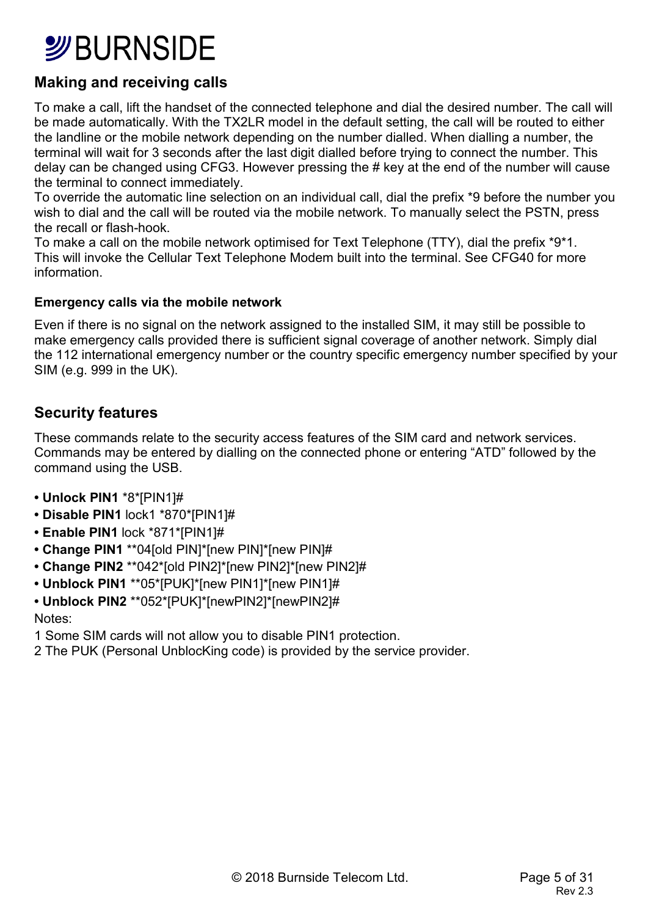## Making and receiving calls

To make a call, lift the handset of the connected telephone and dial the desired number. The call will be made automatically. With the TX2LR model in the default setting, the call will be routed to either the landline or the mobile network depending on the number dialled. When dialling a number, the terminal will wait for 3 seconds after the last digit dialled before trying to connect the number. This delay can be changed using CFG3. However pressing the # key at the end of the number will cause the terminal to connect immediately.
To override the automatic line selection on an individual call, dial the prefix *9 before the number you wish to dial and the call will be routed via the mobile network. To manually select the PSTN, press the recall or flash-hook.
To make a call on the mobile network optimised for Text Telephone (TTY), dial the prefix *9*1. This will invoke the Cellular Text Telephone Modem built into the terminal. See CFG40 for more information.

### Emergency calls via the mobile network

Even if there is no signal on the network assigned to the installed SIM, it may still be possible to make emergency calls provided there is sufficient signal coverage of another network. Simply dial the 112 international emergency number or the country specific emergency number specified by your SIM (e.g. 999 in the UK).

## Security features

These commands relate to the security access features of the SIM card and network services. Commands may be entered by dialling on the connected phone or entering "ATD" followed by the command using the USB.

- **Unlock PIN1** *8*[PIN1]#
- **Disable PIN1** lock1 *870*[PIN1]#
- **Enable PIN1** lock *871*[PIN1]#
- **Change PIN1** **04[old PIN]*[new PIN]*[new PIN]#
- **Change PIN2** **042*[old PIN2]*[new PIN2]*[new PIN2]#
- **Unblock PIN1** **05*[PUK]*[new PIN1]*[new PIN1]#
- **Unblock PIN2** **052*[PUK]*[newPIN2]*[newPIN2]#

Notes:

1 Some SIM cards will not allow you to disable PIN1 protection.

2 The PUK (Personal UnblocKing code) is provided by the service provider.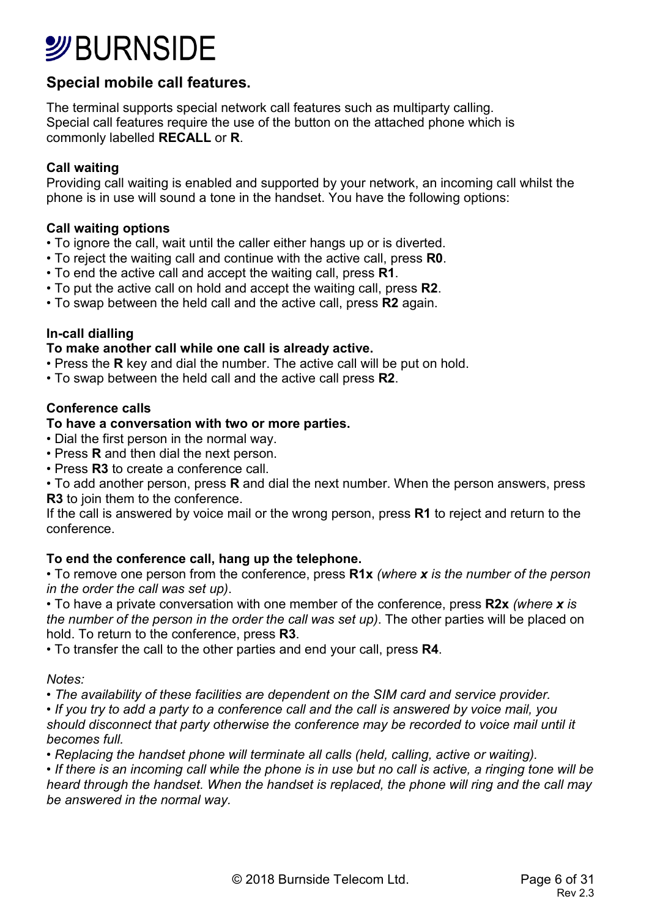## Special mobile call features.

The terminal supports special network call features such as multiparty calling. Special call features require the use of the button on the attached phone which is commonly labelled **RECALL** or **R**.

**Call waiting**
Providing call waiting is enabled and supported by your network, an incoming call whilst the phone is in use will sound a tone in the handset. You have the following options:

**Call waiting options**

- To ignore the call, wait until the caller either hangs up or is diverted.
- To reject the waiting call and continue with the active call, press **R0**.
- To end the active call and accept the waiting call, press **R1**.
- To put the active call on hold and accept the waiting call, press **R2**.
- To swap between the held call and the active call, press **R2** again.

**In-call dialling**
**To make another call while one call is already active.**

- Press the **R** key and dial the number. The active call will be put on hold.
- To swap between the held call and the active call press **R2**.

**Conference calls**
**To have a conversation with two or more parties.**

- Dial the first person in the normal way.
- Press **R** and then dial the next person.
- Press **R3** to create a conference call.
- To add another person, press **R** and dial the next number. When the person answers, press **R3** to join them to the conference.

If the call is answered by voice mail or the wrong person, press **R1** to reject and return to the conference.

**To end the conference call, hang up the telephone.**

- To remove one person from the conference, press **R1x** *(where **x** is the number of the person in the order the call was set up)*.
- To have a private conversation with one member of the conference, press **R2x** *(where **x** is the number of the person in the order the call was set up)*. The other parties will be placed on hold. To return to the conference, press **R3**.
- To transfer the call to the other parties and end your call, press **R4**.

*Notes:*

- *The availability of these facilities are dependent on the SIM card and service provider.*
- *If you try to add a party to a conference call and the call is answered by voice mail, you should disconnect that party otherwise the conference may be recorded to voice mail until it becomes full.*
- *Replacing the handset phone will terminate all calls (held, calling, active or waiting).*
- *If there is an incoming call while the phone is in use but no call is active, a ringing tone will be heard through the handset. When the handset is replaced, the phone will ring and the call may be answered in the normal way.*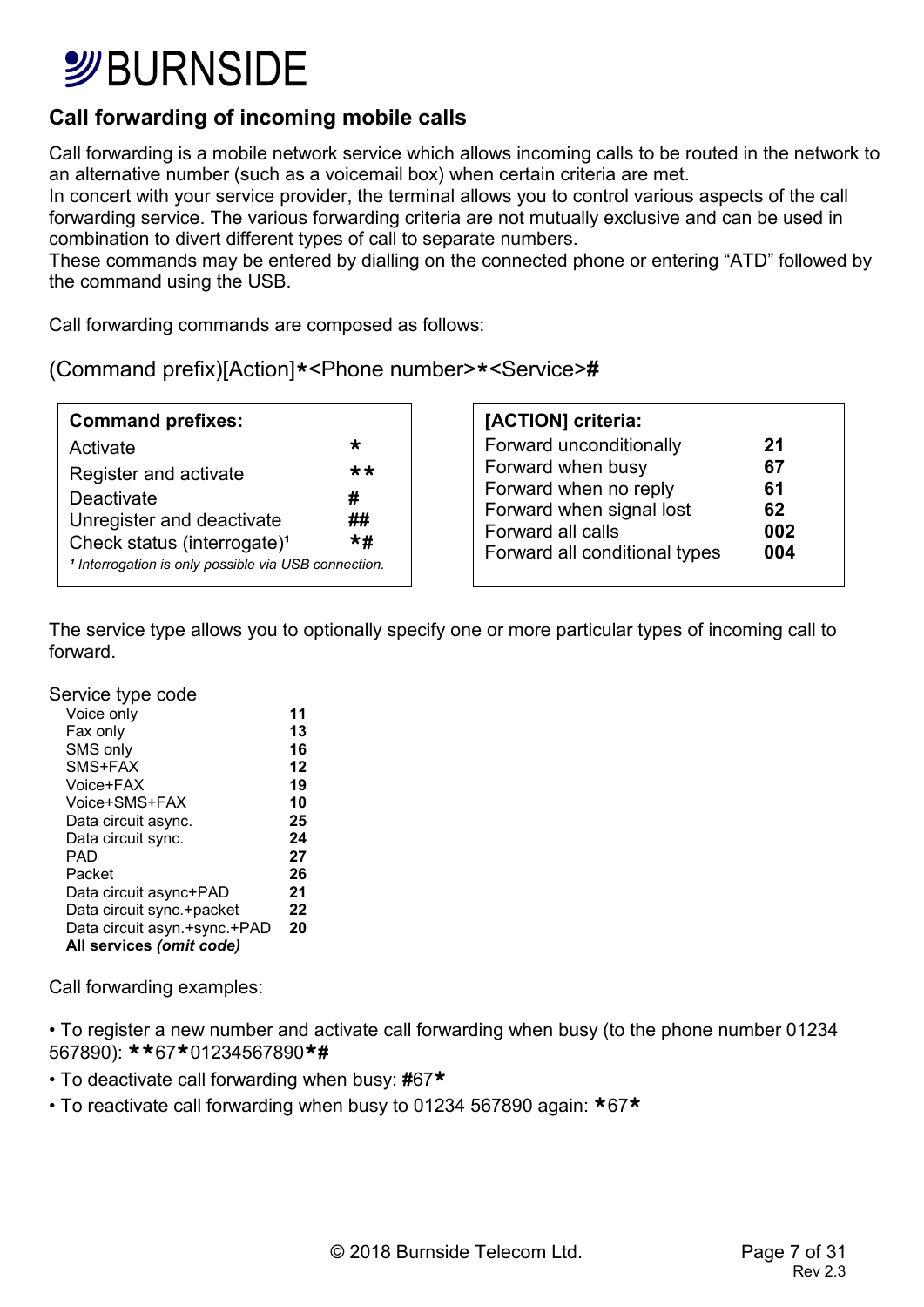## Call forwarding of incoming mobile calls

Call forwarding is a mobile network service which allows incoming calls to be routed in the network to an alternative number (such as a voicemail box) when certain criteria are met.
In concert with your service provider, the terminal allows you to control various aspects of the call forwarding service. The various forwarding criteria are not mutually exclusive and can be used in combination to divert different types of call to separate numbers.
These commands may be entered by dialling on the connected phone or entering "ATD" followed by the command using the USB.

Call forwarding commands are composed as follows:

(Command prefix)[Action]*<Phone number>*<Service>#

| Command prefixes: | |
|---|---|
| Activate | * |
| Register and activate | ** |
| Deactivate | # |
| Unregister and deactivate | ## |
| Check status (interrogate)[1] | *# |

*[1] Interrogation is only possible via USB connection.*

| [ACTION] criteria: | |
|---|---|
| Forward unconditionally | **21** |
| Forward when busy | **67** |
| Forward when no reply | **61** |
| Forward when signal lost | **62** |
| Forward all calls | **002** |
| Forward all conditional types | **004** |

The service type allows you to optionally specify one or more particular types of incoming call to forward.

| Service type code | |
|---|---|
| Voice only | **11** |
| Fax only | **13** |
| SMS only | **16** |
| SMS+FAX | **12** |
| Voice+FAX | **19** |
| Voice+SMS+FAX | **10** |
| Data circuit async. | **25** |
| Data circuit sync. | **24** |
| PAD | **27** |
| Packet | **26** |
| Data circuit async+PAD | **21** |
| Data circuit sync.+packet | **22** |
| Data circuit asyn.+sync.+PAD | **20** |
| **All services *(omit code)*** | |

Call forwarding examples:

- To register a new number and activate call forwarding when busy (to the phone number 01234 567890): **\*\***67**\***01234567890**\*#**
- To deactivate call forwarding when busy: **#**67**\***
- To reactivate call forwarding when busy to 01234 567890 again: **\***67**\***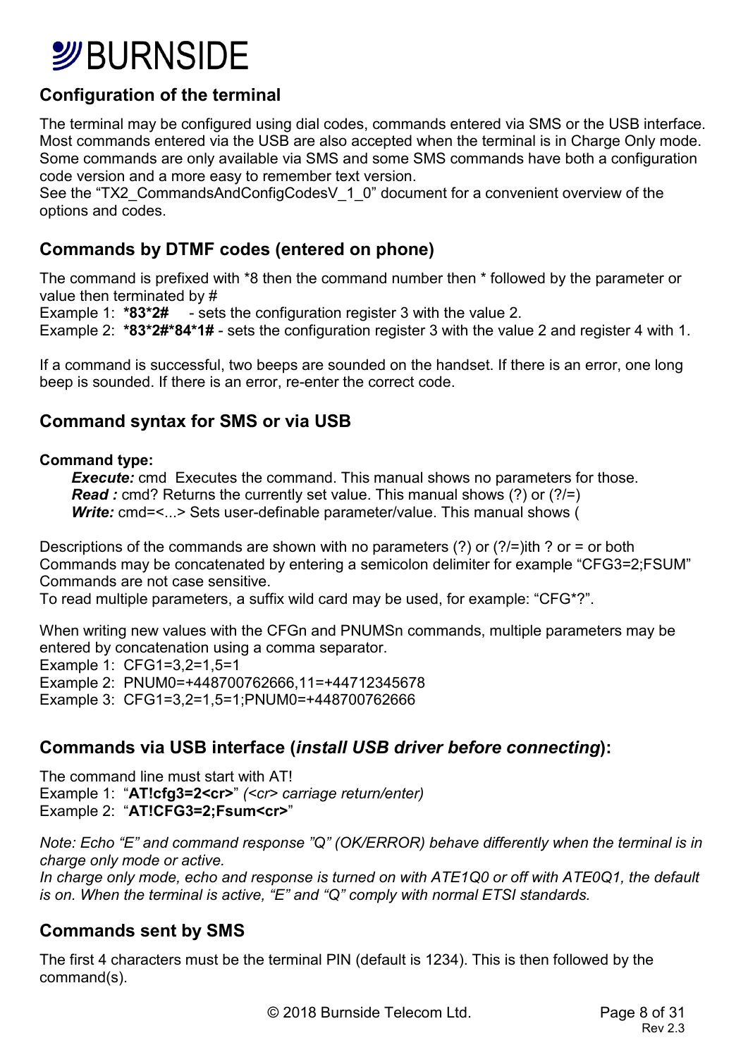## Configuration of the terminal

The terminal may be configured using dial codes, commands entered via SMS or the USB interface. Most commands entered via the USB are also accepted when the terminal is in Charge Only mode. Some commands are only available via SMS and some SMS commands have both a configuration code version and a more easy to remember text version.
See the "TX2_CommandsAndConfigCodesV_1_0" document for a convenient overview of the options and codes.

## Commands by DTMF codes (entered on phone)

The command is prefixed with *8 then the command number then * followed by the parameter or value then terminated by #
Example 1: **\*83\*2#** - sets the configuration register 3 with the value 2.
Example 2: **\*83\*2#\*84\*1#** - sets the configuration register 3 with the value 2 and register 4 with 1.

If a command is successful, two beeps are sounded on the handset. If there is an error, one long beep is sounded. If there is an error, re-enter the correct code.

## Command syntax for SMS or via USB

**Command type:**

***Execute:*** cmd Executes the command. This manual shows no parameters for those.
***Read :*** cmd? Returns the currently set value. This manual shows (?) or (?/=)
***Write:*** cmd=<...> Sets user-definable parameter/value. This manual shows (

Descriptions of the commands are shown with no parameters (?) or (?/=)ith ? or = or both
Commands may be concatenated by entering a semicolon delimiter for example "CFG3=2;FSUM"
Commands are not case sensitive.
To read multiple parameters, a suffix wild card may be used, for example: "CFG*?".

When writing new values with the CFGn and PNUMSn commands, multiple parameters may be entered by concatenation using a comma separator.
Example 1: CFG1=3,2=1,5=1
Example 2: PNUM0=+448700762666,11=+44712345678
Example 3: CFG1=3,2=1,5=1;PNUM0=+448700762666

## Commands via USB interface (*install USB driver before connecting*):

The command line must start with AT!
Example 1: "**AT!cfg3=2<cr>**" *(<cr> carriage return/enter)*
Example 2: "**AT!CFG3=2;Fsum<cr>**"

*Note: Echo "E" and command response "Q" (OK/ERROR) behave differently when the terminal is in charge only mode or active.*
*In charge only mode, echo and response is turned on with ATE1Q0 or off with ATE0Q1, the default is on. When the terminal is active, "E" and "Q" comply with normal ETSI standards.*

## Commands sent by SMS

The first 4 characters must be the terminal PIN (default is 1234). This is then followed by the command(s).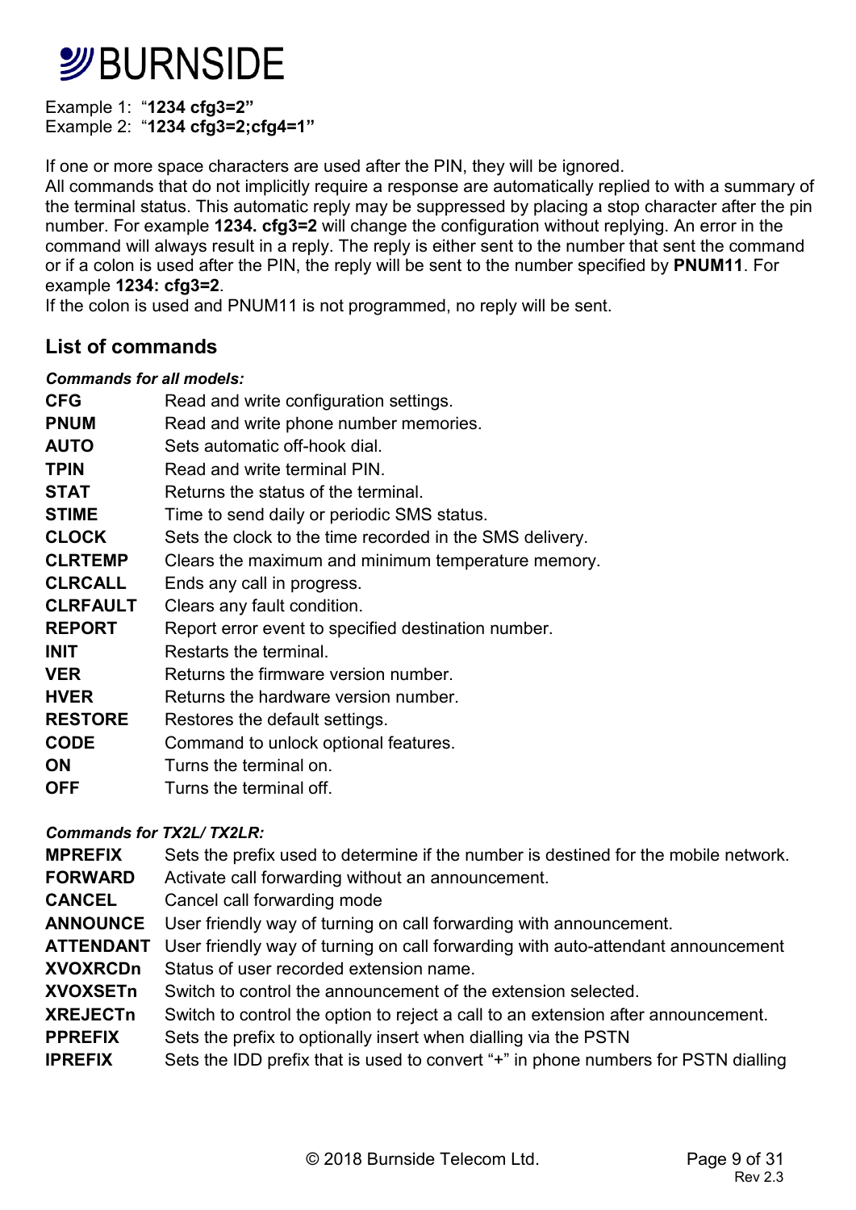Example 1: "**1234 cfg3=2"**
Example 2: "**1234 cfg3=2;cfg4=1"**

If one or more space characters are used after the PIN, they will be ignored.
All commands that do not implicitly require a response are automatically replied to with a summary of the terminal status. This automatic reply may be suppressed by placing a stop character after the pin number. For example **1234. cfg3=2** will change the configuration without replying. An error in the command will always result in a reply. The reply is either sent to the number that sent the command or if a colon is used after the PIN, the reply will be sent to the number specified by **PNUM11**. For example **1234: cfg3=2**.
If the colon is used and PNUM11 is not programmed, no reply will be sent.

## List of commands

***Commands for all models:***

| | |
|---|---|
| **CFG** | Read and write configuration settings. |
| **PNUM** | Read and write phone number memories. |
| **AUTO** | Sets automatic off-hook dial. |
| **TPIN** | Read and write terminal PIN. |
| **STAT** | Returns the status of the terminal. |
| **STIME** | Time to send daily or periodic SMS status. |
| **CLOCK** | Sets the clock to the time recorded in the SMS delivery. |
| **CLRTEMP** | Clears the maximum and minimum temperature memory. |
| **CLRCALL** | Ends any call in progress. |
| **CLRFAULT** | Clears any fault condition. |
| **REPORT** | Report error event to specified destination number. |
| **INIT** | Restarts the terminal. |
| **VER** | Returns the firmware version number. |
| **HVER** | Returns the hardware version number. |
| **RESTORE** | Restores the default settings. |
| **CODE** | Command to unlock optional features. |
| **ON** | Turns the terminal on. |
| **OFF** | Turns the terminal off. |

***Commands for TX2L/ TX2LR:***

| | |
|---|---|
| **MPREFIX** | Sets the prefix used to determine if the number is destined for the mobile network. |
| **FORWARD** | Activate call forwarding without an announcement. |
| **CANCEL** | Cancel call forwarding mode |
| **ANNOUNCE** | User friendly way of turning on call forwarding with announcement. |
| **ATTENDANT** | User friendly way of turning on call forwarding with auto-attendant announcement |
| **XVOXRCDn** | Status of user recorded extension name. |
| **XVOXSETn** | Switch to control the announcement of the extension selected. |
| **XREJECTn** | Switch to control the option to reject a call to an extension after announcement. |
| **PPREFIX** | Sets the prefix to optionally insert when dialling via the PSTN |
| **IPREFIX** | Sets the IDD prefix that is used to convert "+" in phone numbers for PSTN dialling |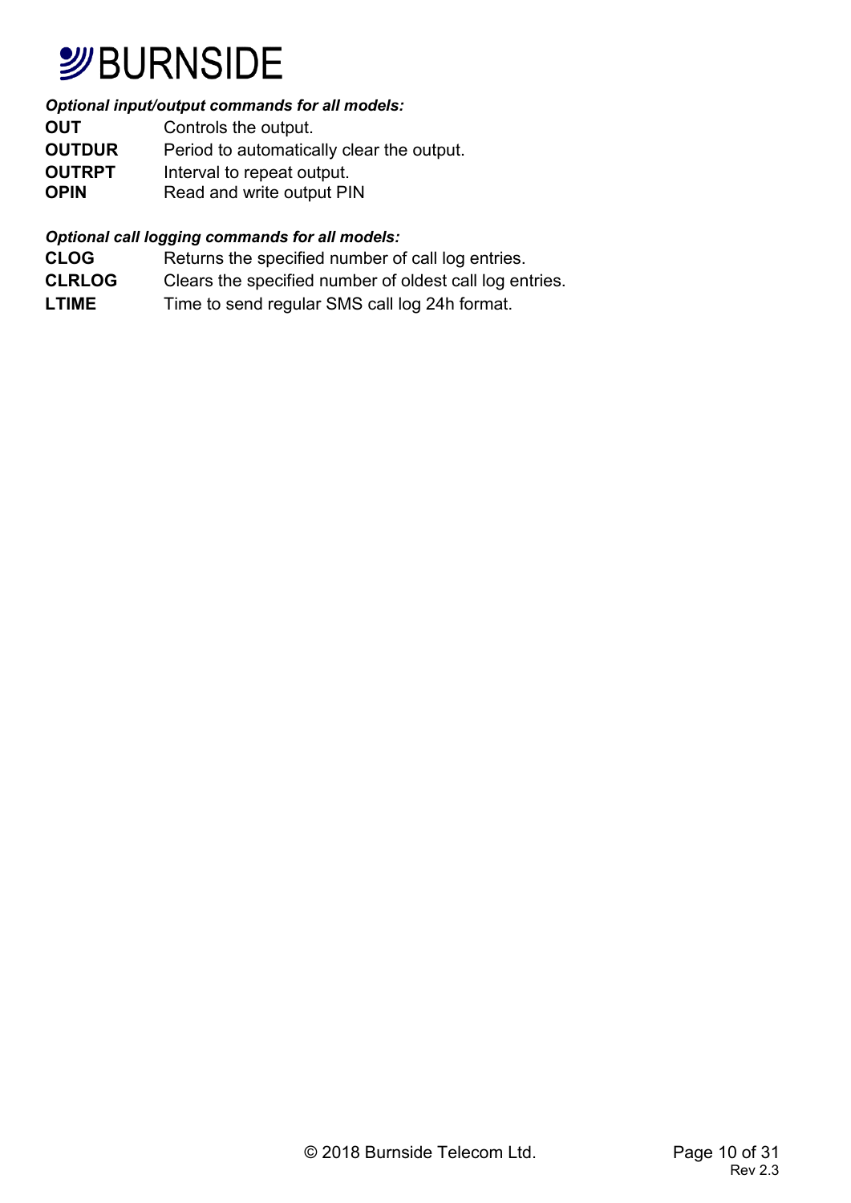***Optional input/output commands for all models:***

| | |
|---|---|
| **OUT** | Controls the output. |
| **OUTDUR** | Period to automatically clear the output. |
| **OUTRPT** | Interval to repeat output. |
| **OPIN** | Read and write output PIN |

***Optional call logging commands for all models:***

| | |
|---|---|
| **CLOG** | Returns the specified number of call log entries. |
| **CLRLOG** | Clears the specified number of oldest call log entries. |
| **LTIME** | Time to send regular SMS call log 24h format. |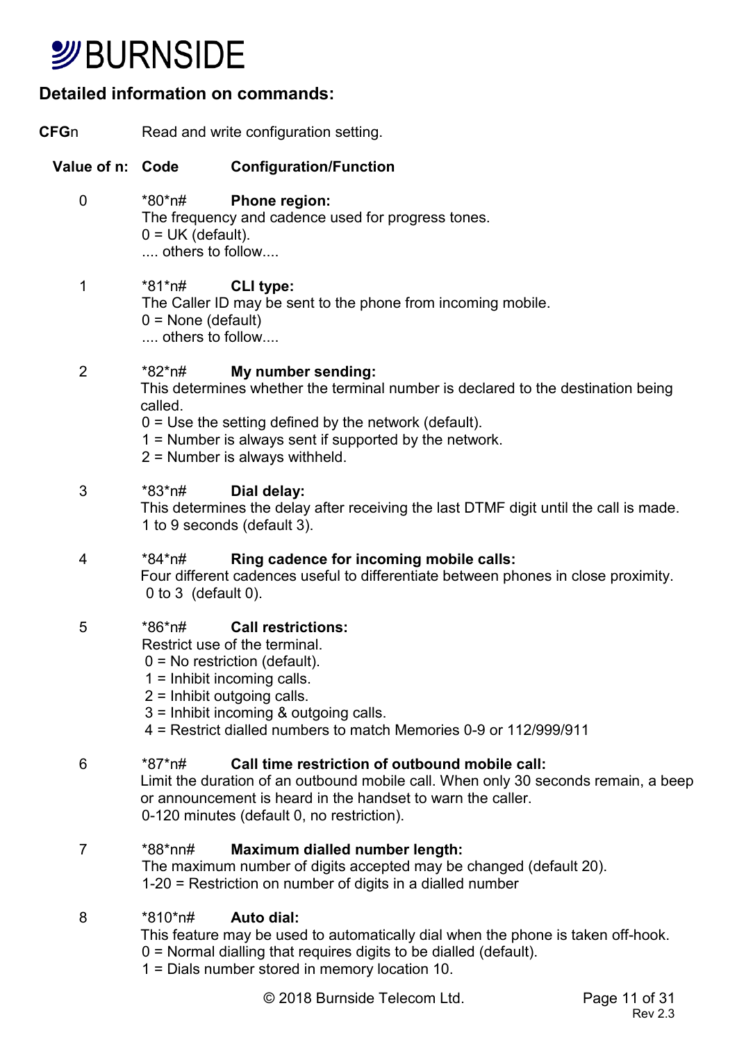## Detailed information on commands:

**CFG**n Read and write configuration setting.

| Value of n: | Code | Configuration/Function |
|---|---|---|
| 0 | *80*n# | **Phone region:**<br>The frequency and cadence used for progress tones.<br>0 = UK (default).<br>.... others to follow.... |
| 1 | *81*n# | **CLI type:**<br>The Caller ID may be sent to the phone from incoming mobile.<br>0 = None (default)<br>.... others to follow.... |
| 2 | *82*n# | **My number sending:**<br>This determines whether the terminal number is declared to the destination being called.<br>0 = Use the setting defined by the network (default).<br>1 = Number is always sent if supported by the network.<br>2 = Number is always withheld. |
| 3 | *83*n# | **Dial delay:**<br>This determines the delay after receiving the last DTMF digit until the call is made.<br>1 to 9 seconds (default 3). |
| 4 | *84*n# | **Ring cadence for incoming mobile calls:**<br>Four different cadences useful to differentiate between phones in close proximity.<br>0 to 3 (default 0). |
| 5 | *86*n# | **Call restrictions:**<br>Restrict use of the terminal.<br>0 = No restriction (default).<br>1 = Inhibit incoming calls.<br>2 = Inhibit outgoing calls.<br>3 = Inhibit incoming & outgoing calls.<br>4 = Restrict dialled numbers to match Memories 0-9 or 112/999/911 |
| 6 | *87*n# | **Call time restriction of outbound mobile call:**<br>Limit the duration of an outbound mobile call. When only 30 seconds remain, a beep or announcement is heard in the handset to warn the caller.<br>0-120 minutes (default 0, no restriction). |
| 7 | *88*nn# | **Maximum dialled number length:**<br>The maximum number of digits accepted may be changed (default 20).<br>1-20 = Restriction on number of digits in a dialled number |
| 8 | *810*n# | **Auto dial:**<br>This feature may be used to automatically dial when the phone is taken off-hook.<br>0 = Normal dialling that requires digits to be dialled (default).<br>1 = Dials number stored in memory location 10. |

© 2018 Burnside Telecom Ltd.

Rev 2.3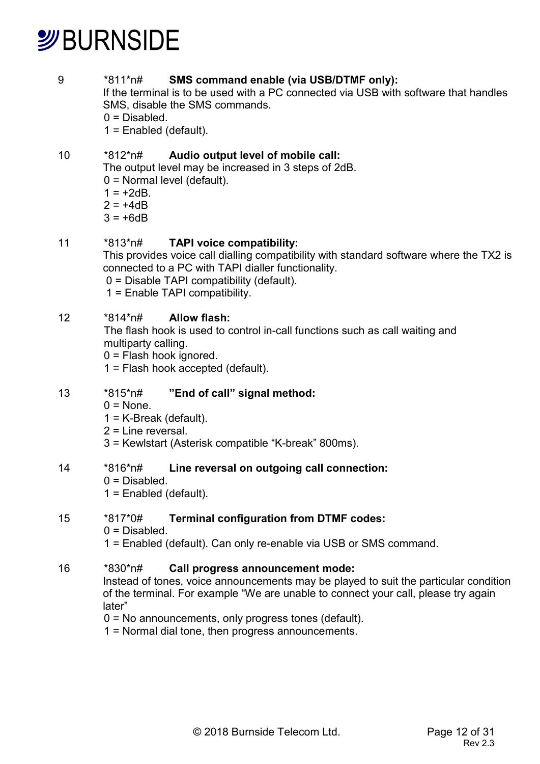9 *811*n# **SMS command enable (via USB/DTMF only):**
If the terminal is to be used with a PC connected via USB with software that handles SMS, disable the SMS commands.
0 = Disabled.
1 = Enabled (default).

10 *812*n# **Audio output level of mobile call:**
The output level may be increased in 3 steps of 2dB.
0 = Normal level (default).
1 = +2dB.
2 = +4dB
3 = +6dB

11 *813*n# **TAPI voice compatibility:**
This provides voice call dialling compatibility with standard software where the TX2 is connected to a PC with TAPI dialler functionality.
0 = Disable TAPI compatibility (default).
1 = Enable TAPI compatibility.

12 *814*n# **Allow flash:**
The flash hook is used to control in-call functions such as call waiting and multiparty calling.
0 = Flash hook ignored.
1 = Flash hook accepted (default).

13 *815*n# **"End of call" signal method:**
0 = None.
1 = K-Break (default).
2 = Line reversal.
3 = Kewlstart (Asterisk compatible "K-break" 800ms).

14 *816*n# **Line reversal on outgoing call connection:**
0 = Disabled.
1 = Enabled (default).

15 *817*0# **Terminal configuration from DTMF codes:**
0 = Disabled.
1 = Enabled (default). Can only re-enable via USB or SMS command.

16 *830*n# **Call progress announcement mode:**
Instead of tones, voice announcements may be played to suit the particular condition of the terminal. For example "We are unable to connect your call, please try again later"
0 = No announcements, only progress tones (default).
1 = Normal dial tone, then progress announcements.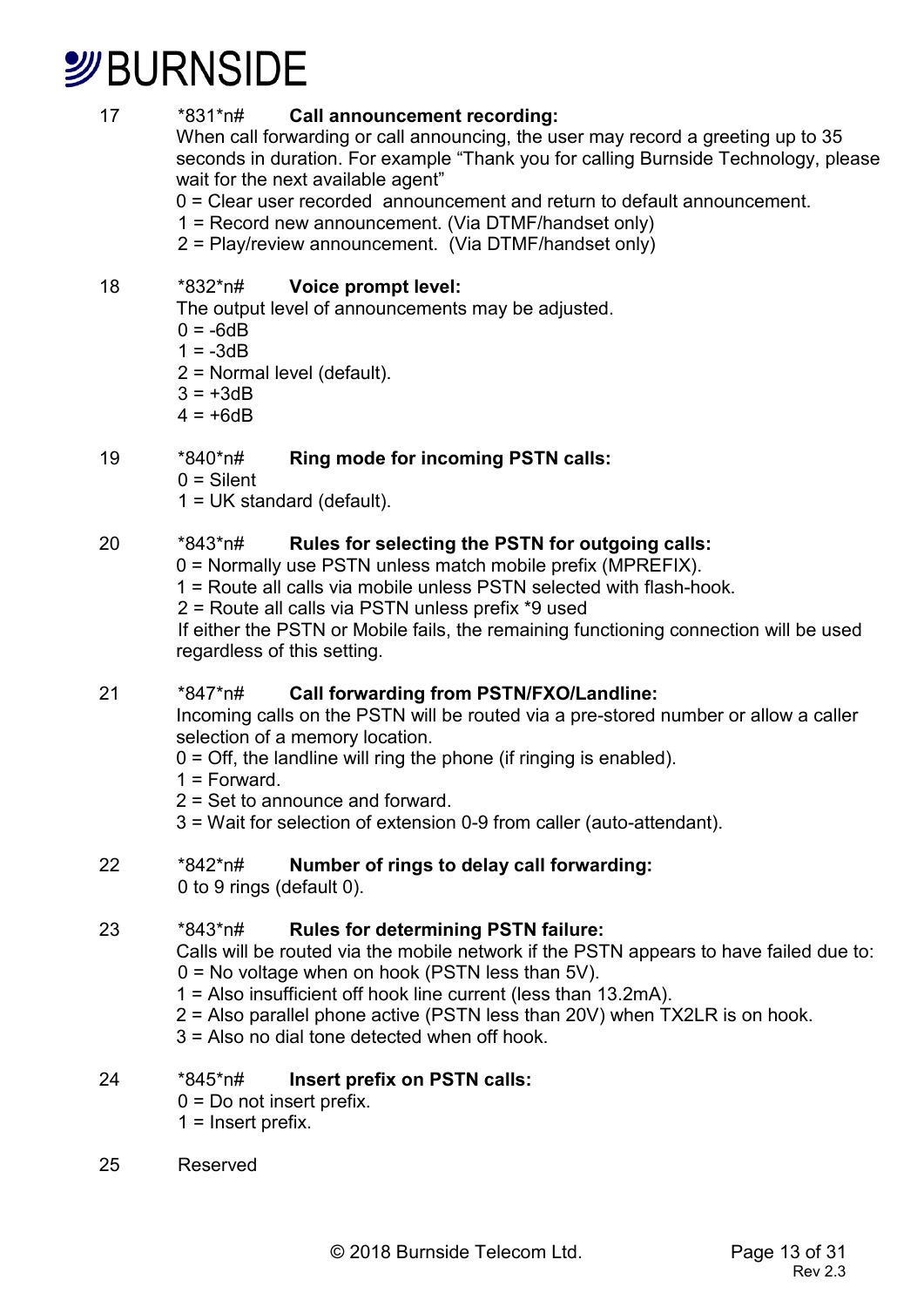17 *831*n# **Call announcement recording:**

When call forwarding or call announcing, the user may record a greeting up to 35 seconds in duration. For example "Thank you for calling Burnside Technology, please wait for the next available agent"

0 = Clear user recorded announcement and return to default announcement.
1 = Record new announcement. (Via DTMF/handset only)
2 = Play/review announcement. (Via DTMF/handset only)

18 *832*n# **Voice prompt level:**

The output level of announcements may be adjusted.

0 = -6dB
1 = -3dB
2 = Normal level (default).
3 = +3dB
4 = +6dB

19 *840*n# **Ring mode for incoming PSTN calls:**

0 = Silent
1 = UK standard (default).

20 *843*n# **Rules for selecting the PSTN for outgoing calls:**

0 = Normally use PSTN unless match mobile prefix (MPREFIX).
1 = Route all calls via mobile unless PSTN selected with flash-hook.
2 = Route all calls via PSTN unless prefix *9 used

If either the PSTN or Mobile fails, the remaining functioning connection will be used regardless of this setting.

21 *847*n# **Call forwarding from PSTN/FXO/Landline:**

Incoming calls on the PSTN will be routed via a pre-stored number or allow a caller selection of a memory location.

0 = Off, the landline will ring the phone (if ringing is enabled).
1 = Forward.
2 = Set to announce and forward.
3 = Wait for selection of extension 0-9 from caller (auto-attendant).

22 *842*n# **Number of rings to delay call forwarding:**

0 to 9 rings (default 0).

23 *843*n# **Rules for determining PSTN failure:**

Calls will be routed via the mobile network if the PSTN appears to have failed due to:

0 = No voltage when on hook (PSTN less than 5V).
1 = Also insufficient off hook line current (less than 13.2mA).
2 = Also parallel phone active (PSTN less than 20V) when TX2LR is on hook.
3 = Also no dial tone detected when off hook.

24 *845*n# **Insert prefix on PSTN calls:**

0 = Do not insert prefix.
1 = Insert prefix.

25 Reserved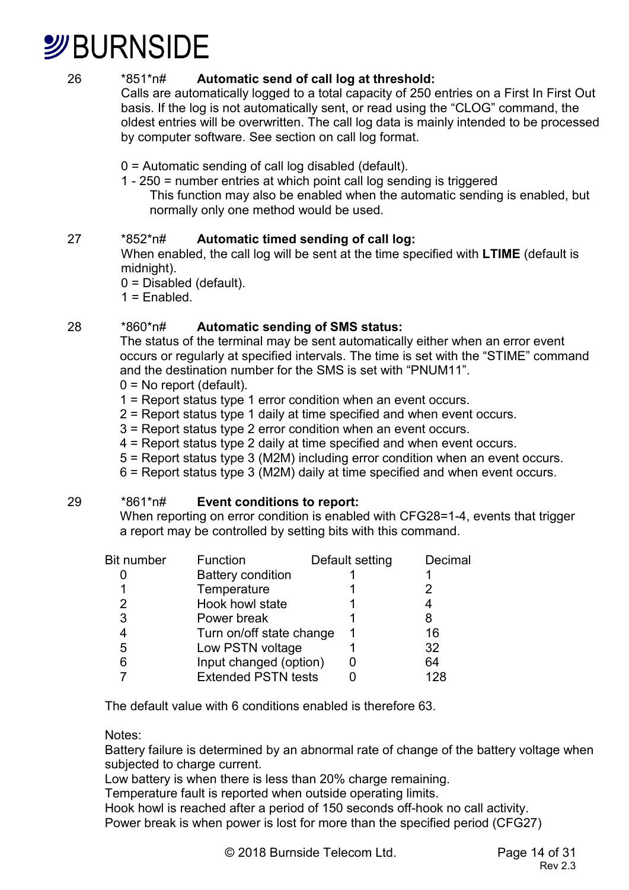26 *851*n# **Automatic send of call log at threshold:**

Calls are automatically logged to a total capacity of 250 entries on a First In First Out basis. If the log is not automatically sent, or read using the “CLOG” command, the oldest entries will be overwritten. The call log data is mainly intended to be processed by computer software. See section on call log format.

0 = Automatic sending of call log disabled (default).
1 - 250 = number entries at which point call log sending is triggered
 This function may also be enabled when the automatic sending is enabled, but normally only one method would be used.

27 *852*n# **Automatic timed sending of call log:**

When enabled, the call log will be sent at the time specified with **LTIME** (default is midnight).
0 = Disabled (default).
1 = Enabled.

28 *860*n# **Automatic sending of SMS status:**

The status of the terminal may be sent automatically either when an error event occurs or regularly at specified intervals. The time is set with the “STIME” command and the destination number for the SMS is set with “PNUM11”.
0 = No report (default).
1 = Report status type 1 error condition when an event occurs.
2 = Report status type 1 daily at time specified and when event occurs.
3 = Report status type 2 error condition when an event occurs.
4 = Report status type 2 daily at time specified and when event occurs.
5 = Report status type 3 (M2M) including error condition when an event occurs.
6 = Report status type 3 (M2M) daily at time specified and when event occurs.

29 *861*n# **Event conditions to report:**

When reporting on error condition is enabled with CFG28=1-4, events that trigger a report may be controlled by setting bits with this command.

| Bit number | Function | Default setting | Decimal |
|---|---|---|---|
| 0 | Battery condition | 1 | 1 |
| 1 | Temperature | 1 | 2 |
| 2 | Hook howl state | 1 | 4 |
| 3 | Power break | 1 | 8 |
| 4 | Turn on/off state change | 1 | 16 |
| 5 | Low PSTN voltage | 1 | 32 |
| 6 | Input changed (option) | 0 | 64 |
| 7 | Extended PSTN tests | 0 | 128 |

The default value with 6 conditions enabled is therefore 63.

Notes:
Battery failure is determined by an abnormal rate of change of the battery voltage when subjected to charge current.
Low battery is when there is less than 20% charge remaining.
Temperature fault is reported when outside operating limits.
Hook howl is reached after a period of 150 seconds off-hook no call activity.
Power break is when power is lost for more than the specified period (CFG27)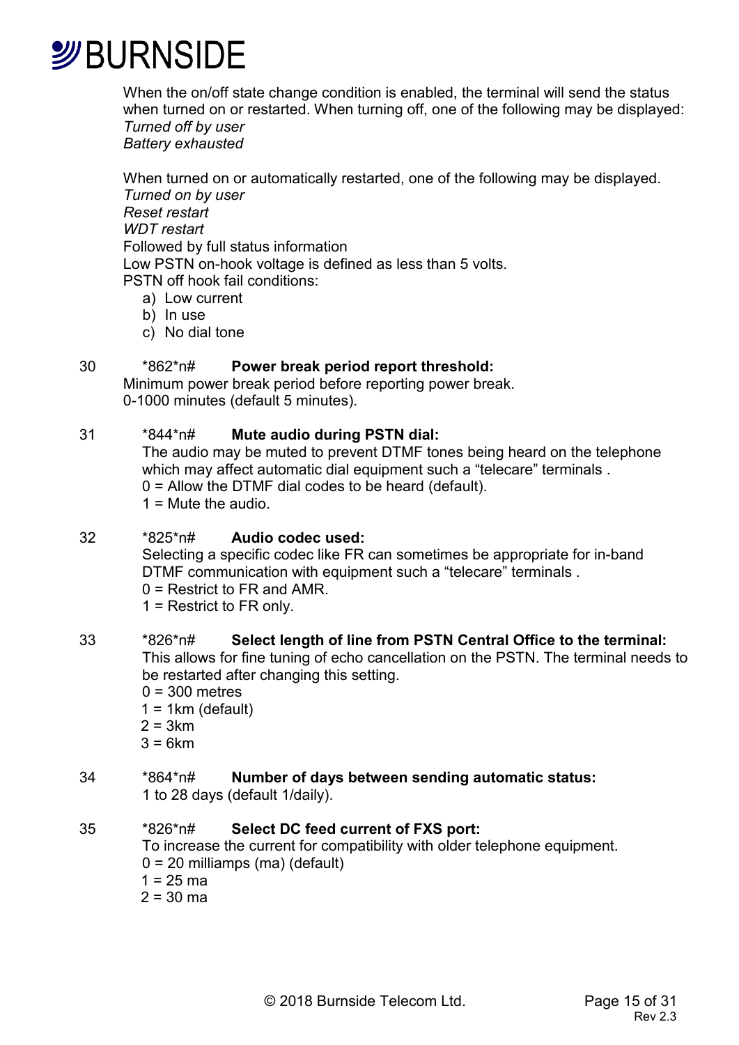When the on/off state change condition is enabled, the terminal will send the status when turned on or restarted. When turning off, one of the following may be displayed:
*Turned off by user*
*Battery exhausted*

When turned on or automatically restarted, one of the following may be displayed.
*Turned on by user*
*Reset restart*
*WDT restart*
Followed by full status information
Low PSTN on-hook voltage is defined as less than 5 volts.
PSTN off hook fail conditions:

a) Low current
b) In use
c) No dial tone

30 *862*n# **Power break period report threshold:**
Minimum power break period before reporting power break.
0-1000 minutes (default 5 minutes).

31 *844*n# **Mute audio during PSTN dial:**
The audio may be muted to prevent DTMF tones being heard on the telephone which may affect automatic dial equipment such a “telecare” terminals .
0 = Allow the DTMF dial codes to be heard (default).
1 = Mute the audio.

32 *825*n# **Audio codec used:**
Selecting a specific codec like FR can sometimes be appropriate for in-band DTMF communication with equipment such a “telecare” terminals .
0 = Restrict to FR and AMR.
1 = Restrict to FR only.

33 *826*n# **Select length of line from PSTN Central Office to the terminal:**
This allows for fine tuning of echo cancellation on the PSTN. The terminal needs to be restarted after changing this setting.
0 = 300 metres
1 = 1km (default)
2 = 3km
3 = 6km

34 *864*n# **Number of days between sending automatic status:**
1 to 28 days (default 1/daily).

35 *826*n# **Select DC feed current of FXS port:**
To increase the current for compatibility with older telephone equipment.
0 = 20 milliamps (ma) (default)
1 = 25 ma
2 = 30 ma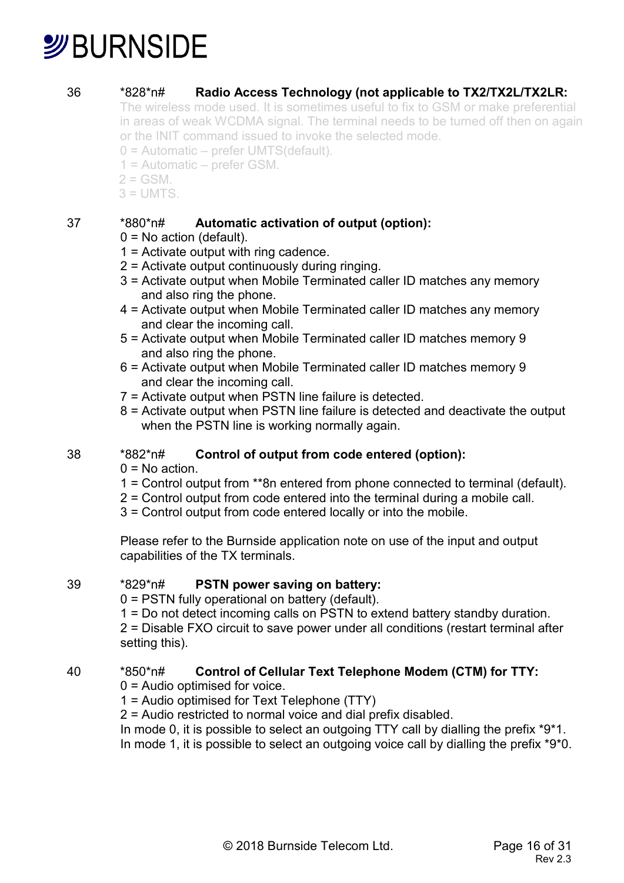36 *828*n# **Radio Access Technology (not applicable to TX2/TX2L/TX2LR:**

The wireless mode used. It is sometimes useful to fix to GSM or make preferential in areas of weak WCDMA signal. The terminal needs to be turned off then on again or the INIT command issued to invoke the selected mode.

0 = Automatic – prefer UMTS(default).
1 = Automatic – prefer GSM.
2 = GSM.
3 = UMTS.

37 *880*n# **Automatic activation of output (option):**

0 = No action (default).
1 = Activate output with ring cadence.
2 = Activate output continuously during ringing.
3 = Activate output when Mobile Terminated caller ID matches any memory and also ring the phone.
4 = Activate output when Mobile Terminated caller ID matches any memory and clear the incoming call.
5 = Activate output when Mobile Terminated caller ID matches memory 9 and also ring the phone.
6 = Activate output when Mobile Terminated caller ID matches memory 9 and clear the incoming call.
7 = Activate output when PSTN line failure is detected.
8 = Activate output when PSTN line failure is detected and deactivate the output when the PSTN line is working normally again.

38 *882*n# **Control of output from code entered (option):**

0 = No action.
1 = Control output from **8n entered from phone connected to terminal (default).
2 = Control output from code entered into the terminal during a mobile call.
3 = Control output from code entered locally or into the mobile.

Please refer to the Burnside application note on use of the input and output capabilities of the TX terminals.

39 *829*n# **PSTN power saving on battery:**

0 = PSTN fully operational on battery (default).
1 = Do not detect incoming calls on PSTN to extend battery standby duration.
2 = Disable FXO circuit to save power under all conditions (restart terminal after setting this).

40 *850*n# **Control of Cellular Text Telephone Modem (CTM) for TTY:**

0 = Audio optimised for voice.
1 = Audio optimised for Text Telephone (TTY)
2 = Audio restricted to normal voice and dial prefix disabled.
In mode 0, it is possible to select an outgoing TTY call by dialling the prefix *9*1.
In mode 1, it is possible to select an outgoing voice call by dialling the prefix *9*0.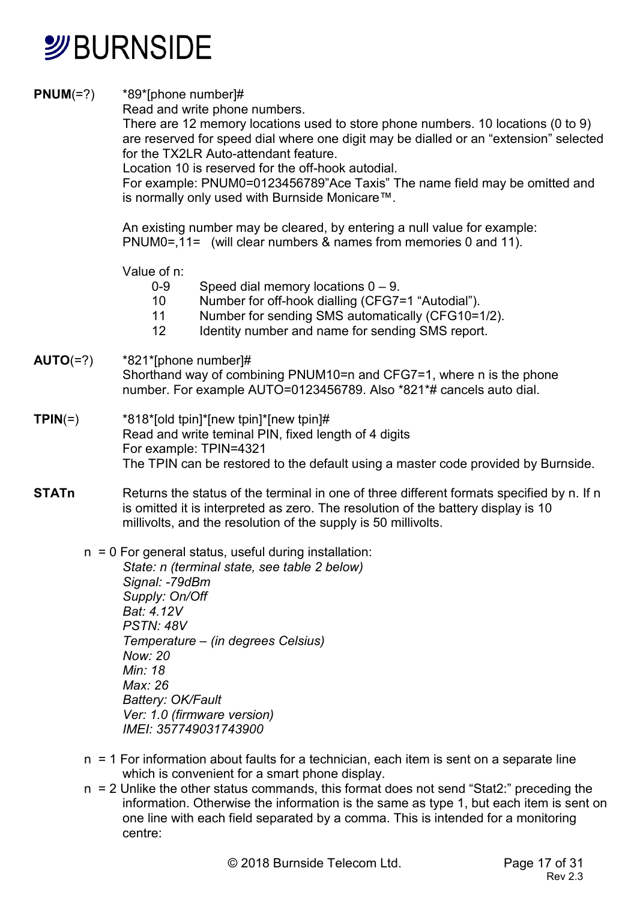**PNUM**(=?) *89*[phone number]#

Read and write phone numbers.

There are 12 memory locations used to store phone numbers. 10 locations (0 to 9) are reserved for speed dial where one digit may be dialled or an “extension” selected for the TX2LR Auto-attendant feature.

Location 10 is reserved for the off-hook autodial.

For example: PNUM0=0123456789”Ace Taxis” The name field may be omitted and is normally only used with Burnside Monicare™.

An existing number may be cleared, by entering a null value for example:
PNUM0=,11= (will clear numbers & names from memories 0 and 11).

Value of n:

| | |
|---|---|
| 0-9 | Speed dial memory locations 0 – 9. |
| 10 | Number for off-hook dialling (CFG7=1 “Autodial”). |
| 11 | Number for sending SMS automatically (CFG10=1/2). |
| 12 | Identity number and name for sending SMS report. |

**AUTO**(=?) *821*[phone number]#

Shorthand way of combining PNUM10=n and CFG7=1, where n is the phone number. For example AUTO=0123456789. Also *821*# cancels auto dial.

**TPIN**(=) *818*[old tpin]*[new tpin]*[new tpin]#

Read and write teminal PIN, fixed length of 4 digits

For example: TPIN=4321

The TPIN can be restored to the default using a master code provided by Burnside.

**STATn** Returns the status of the terminal in one of three different formats specified by n. If n is omitted it is interpreted as zero. The resolution of the battery display is 10 millivolts, and the resolution of the supply is 50 millivolts.

n = 0 For general status, useful during installation:

*State: n (terminal state, see table 2 below)*
*Signal: -79dBm*
*Supply: On/Off*
*Bat: 4.12V*
*PSTN: 48V*
*Temperature – (in degrees Celsius)*
*Now: 20*
*Min: 18*
*Max: 26*
*Battery: OK/Fault*
*Ver: 1.0 (firmware version)*
*IMEI: 357749031743900*

n = 1 For information about faults for a technician, each item is sent on a separate line which is convenient for a smart phone display.

n = 2 Unlike the other status commands, this format does not send “Stat2:” preceding the information. Otherwise the information is the same as type 1, but each item is sent on one line with each field separated by a comma. This is intended for a monitoring centre: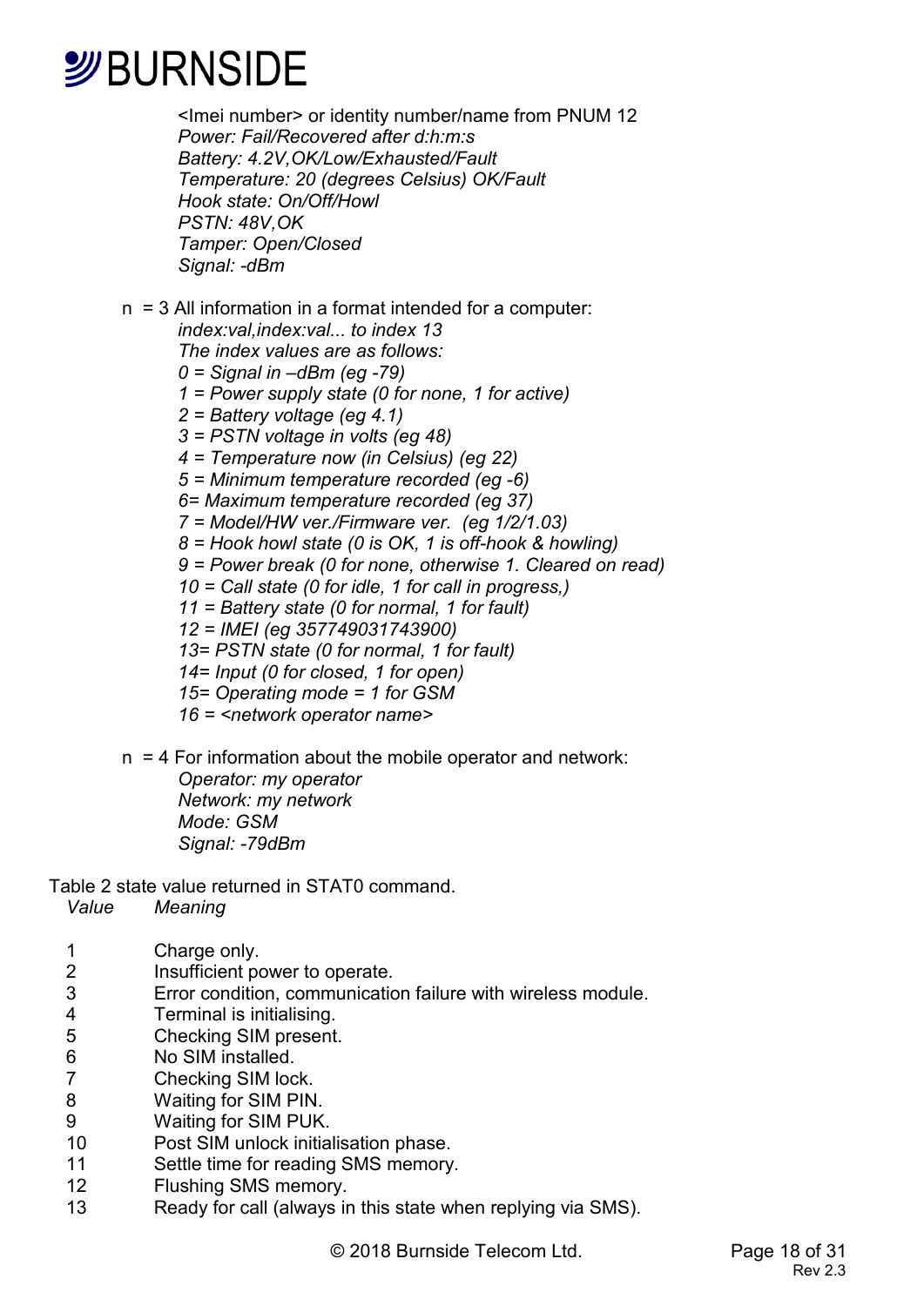<Imei number> or identity number/name from PNUM 12
*Power: Fail/Recovered after d:h:m:s*
*Battery: 4.2V,OK/Low/Exhausted/Fault*
*Temperature: 20 (degrees Celsius) OK/Fault*
*Hook state: On/Off/Howl*
*PSTN: 48V,OK*
*Tamper: Open/Closed*
*Signal: -dBm*

n = 3 All information in a format intended for a computer:
*index:val,index:val... to index 13*
*The index values are as follows:*
*0 = Signal in –dBm (eg -79)*
*1 = Power supply state (0 for none, 1 for active)*
*2 = Battery voltage (eg 4.1)*
*3 = PSTN voltage in volts (eg 48)*
*4 = Temperature now (in Celsius) (eg 22)*
*5 = Minimum temperature recorded (eg -6)*
*6= Maximum temperature recorded (eg 37)*
*7 = Model/HW ver./Firmware ver. (eg 1/2/1.03)*
*8 = Hook howl state (0 is OK, 1 is off-hook & howling)*
*9 = Power break (0 for none, otherwise 1. Cleared on read)*
*10 = Call state (0 for idle, 1 for call in progress,)*
*11 = Battery state (0 for normal, 1 for fault)*
*12 = IMEI (eg 357749031743900)*
*13= PSTN state (0 for normal, 1 for fault)*
*14= Input (0 for closed, 1 for open)*
*15= Operating mode = 1 for GSM*
*16 = <network operator name>*

n = 4 For information about the mobile operator and network:
*Operator: my operator*
*Network: my network*
*Mode: GSM*
*Signal: -79dBm*

Table 2 state value returned in STAT0 command.

| *Value* | *Meaning* |
|---|---|
| 1 | Charge only. |
| 2 | Insufficient power to operate. |
| 3 | Error condition, communication failure with wireless module. |
| 4 | Terminal is initialising. |
| 5 | Checking SIM present. |
| 6 | No SIM installed. |
| 7 | Checking SIM lock. |
| 8 | Waiting for SIM PIN. |
| 9 | Waiting for SIM PUK. |
| 10 | Post SIM unlock initialisation phase. |
| 11 | Settle time for reading SMS memory. |
| 12 | Flushing SMS memory. |
| 13 | Ready for call (always in this state when replying via SMS). |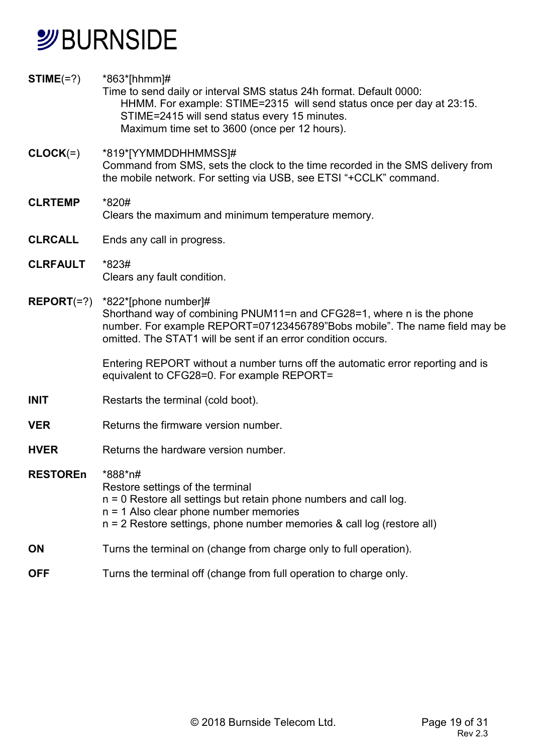**STIME**(=?) *863*[hhmm]#

Time to send daily or interval SMS status 24h format. Default 0000:

HHMM. For example: STIME=2315 will send status once per day at 23:15.
STIME=2415 will send status every 15 minutes.
Maximum time set to 3600 (once per 12 hours).

**CLOCK**(=) *819*[YYMMDDHHMMSS]#

Command from SMS, sets the clock to the time recorded in the SMS delivery from the mobile network. For setting via USB, see ETSI “+CCLK” command.

**CLRTEMP** *820#

Clears the maximum and minimum temperature memory.

**CLRCALL** Ends any call in progress.

**CLRFAULT** *823#

Clears any fault condition.

**REPORT**(=?) *822*[phone number]#

Shorthand way of combining PNUM11=n and CFG28=1, where n is the phone number. For example REPORT=07123456789”Bobs mobile”. The name field may be omitted. The STAT1 will be sent if an error condition occurs.

Entering REPORT without a number turns off the automatic error reporting and is equivalent to CFG28=0. For example REPORT=

**INIT** Restarts the terminal (cold boot).

**VER** Returns the firmware version number.

**HVER** Returns the hardware version number.

**RESTOREn** *888*n#

Restore settings of the terminal
n = 0 Restore all settings but retain phone numbers and call log.
n = 1 Also clear phone number memories
n = 2 Restore settings, phone number memories & call log (restore all)

**ON** Turns the terminal on (change from charge only to full operation).

**OFF** Turns the terminal off (change from full operation to charge only.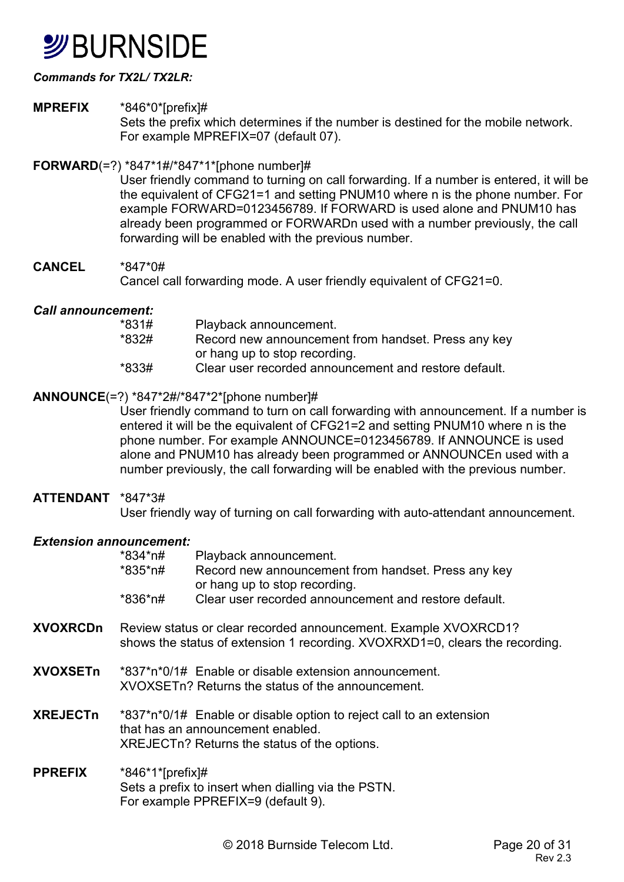*Commands for TX2L/ TX2LR:*

**MPREFIX** *846*0*[prefix]#
Sets the prefix which determines if the number is destined for the mobile network. For example MPREFIX=07 (default 07).

**FORWARD**(=?) *847*1#/*847*1*[phone number]#
User friendly command to turning on call forwarding. If a number is entered, it will be the equivalent of CFG21=1 and setting PNUM10 where n is the phone number. For example FORWARD=0123456789. If FORWARD is used alone and PNUM10 has already been programmed or FORWARDn used with a number previously, the call forwarding will be enabled with the previous number.

**CANCEL** *847*0#
Cancel call forwarding mode. A user friendly equivalent of CFG21=0.

***Call announcement:***

| | |
|---|---|
| *831# | Playback announcement. |
| *832# | Record new announcement from handset. Press any key or hang up to stop recording. |
| *833# | Clear user recorded announcement and restore default. |

**ANNOUNCE**(=?) *847*2#/*847*2*[phone number]#
User friendly command to turn on call forwarding with announcement. If a number is entered it will be the equivalent of CFG21=2 and setting PNUM10 where n is the phone number. For example ANNOUNCE=0123456789. If ANNOUNCE is used alone and PNUM10 has already been programmed or ANNOUNCEn used with a number previously, the call forwarding will be enabled with the previous number.

**ATTENDANT** *847*3#
User friendly way of turning on call forwarding with auto-attendant announcement.

***Extension announcement:***

| | |
|---|---|
| *834*n# | Playback announcement. |
| *835*n# | Record new announcement from handset. Press any key or hang up to stop recording. |
| *836*n# | Clear user recorded announcement and restore default. |

**XVOXRCDn** Review status or clear recorded announcement. Example XVOXRCD1? shows the status of extension 1 recording. XVOXRXD1=0, clears the recording.

**XVOXSETn** *837*n*0/1# Enable or disable extension announcement.
XVOXSETn? Returns the status of the announcement.

**XREJECTn** *837*n*0/1# Enable or disable option to reject call to an extension that has an announcement enabled.
XREJECTn? Returns the status of the options.

**PPREFIX** *846*1*[prefix]#
Sets a prefix to insert when dialling via the PSTN.
For example PPREFIX=9 (default 9).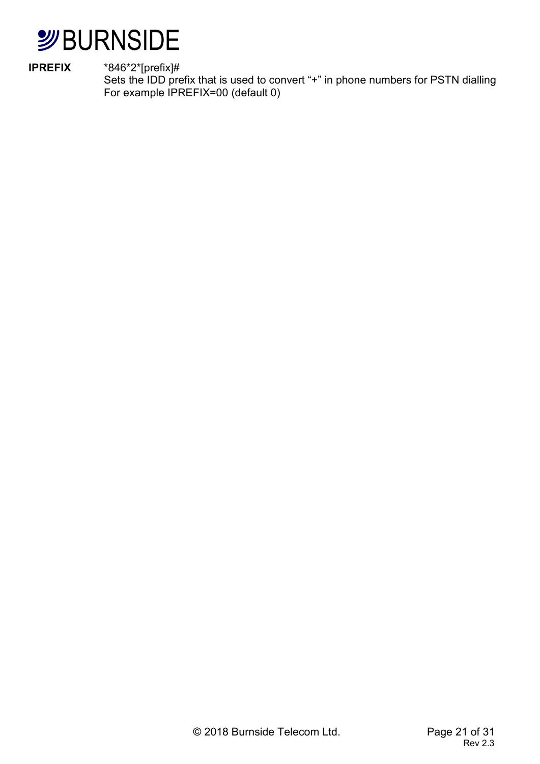**IPREFIX** *846*2*[prefix]#
Sets the IDD prefix that is used to convert “+” in phone numbers for PSTN dialling
For example IPREFIX=00 (default 0)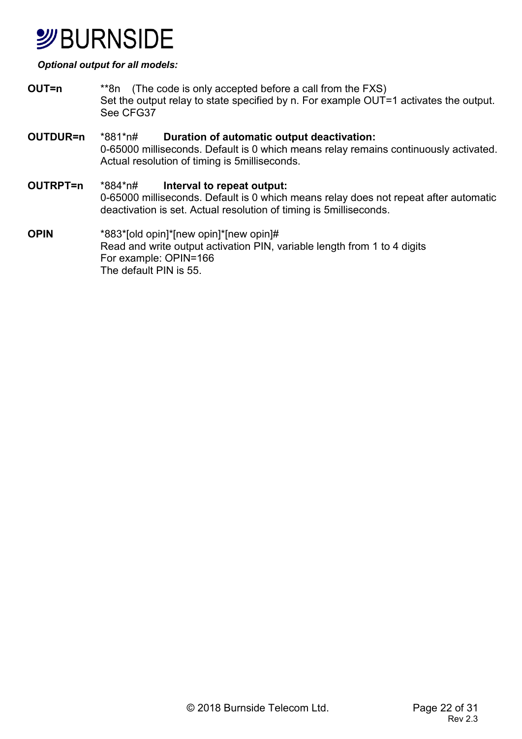*Optional output for all models:*

**OUT=n** **8n (The code is only accepted before a call from the FXS)
Set the output relay to state specified by n. For example OUT=1 activates the output. See CFG37

**OUTDUR=n** *881*n# **Duration of automatic output deactivation:**
0-65000 milliseconds. Default is 0 which means relay remains continuously activated. Actual resolution of timing is 5milliseconds.

**OUTRPT=n** *884*n# **Interval to repeat output:**
0-65000 milliseconds. Default is 0 which means relay does not repeat after automatic deactivation is set. Actual resolution of timing is 5milliseconds.

**OPIN** *883*[old opin]*[new opin]*[new opin]#
Read and write output activation PIN, variable length from 1 to 4 digits
For example: OPIN=166
The default PIN is 55.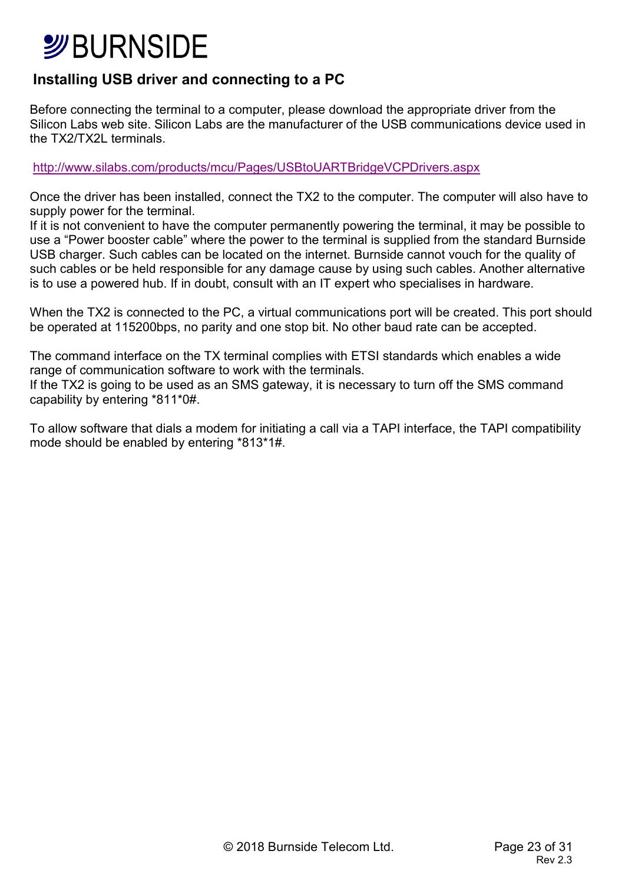## Installing USB driver and connecting to a PC

Before connecting the terminal to a computer, please download the appropriate driver from the Silicon Labs web site. Silicon Labs are the manufacturer of the USB communications device used in the TX2/TX2L terminals.

http://www.silabs.com/products/mcu/Pages/USBtoUARTBridgeVCPDrivers.aspx

Once the driver has been installed, connect the TX2 to the computer. The computer will also have to supply power for the terminal.
If it is not convenient to have the computer permanently powering the terminal, it may be possible to use a "Power booster cable" where the power to the terminal is supplied from the standard Burnside USB charger. Such cables can be located on the internet. Burnside cannot vouch for the quality of such cables or be held responsible for any damage cause by using such cables. Another alternative is to use a powered hub. If in doubt, consult with an IT expert who specialises in hardware.

When the TX2 is connected to the PC, a virtual communications port will be created. This port should be operated at 115200bps, no parity and one stop bit. No other baud rate can be accepted.

The command interface on the TX terminal complies with ETSI standards which enables a wide range of communication software to work with the terminals.
If the TX2 is going to be used as an SMS gateway, it is necessary to turn off the SMS command capability by entering *811*0#.

To allow software that dials a modem for initiating a call via a TAPI interface, the TAPI compatibility mode should be enabled by entering *813*1#.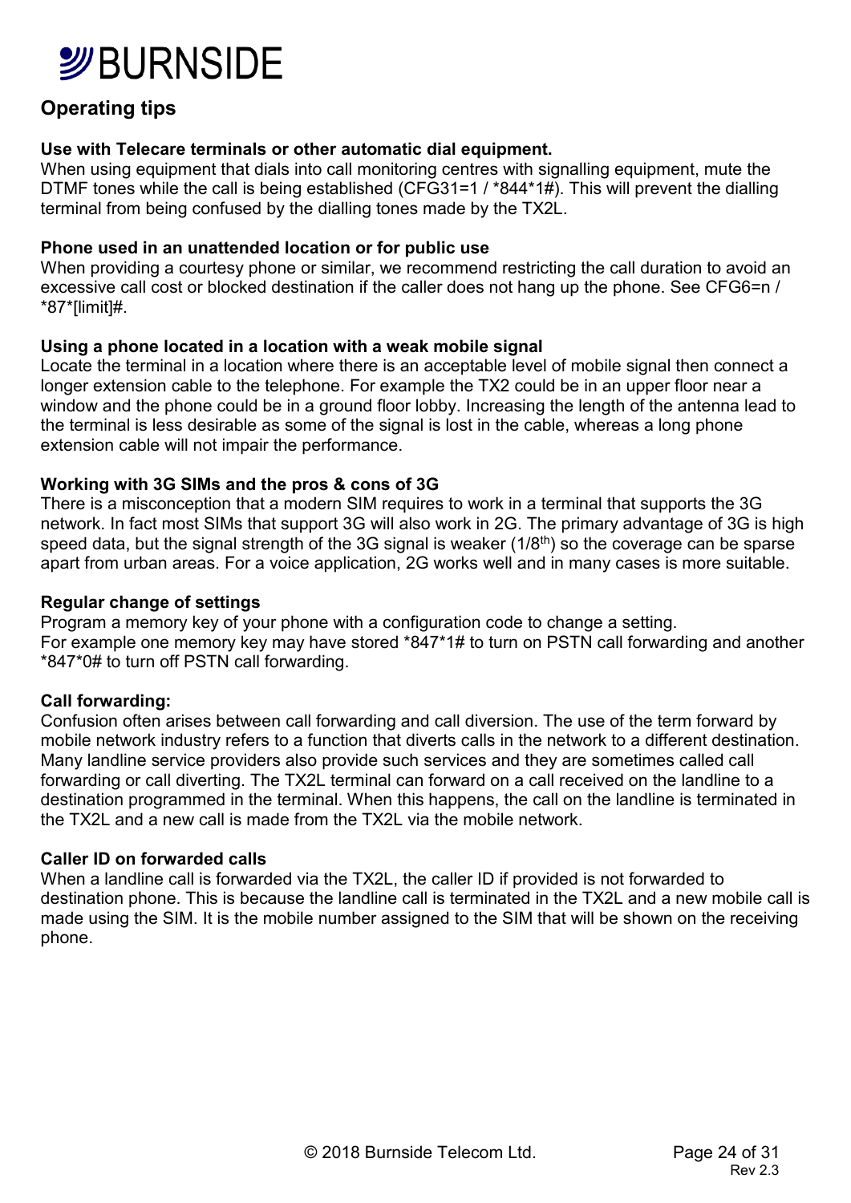## Operating tips

**Use with Telecare terminals or other automatic dial equipment.**
When using equipment that dials into call monitoring centres with signalling equipment, mute the DTMF tones while the call is being established (CFG31=1 / *844*1#). This will prevent the dialling terminal from being confused by the dialling tones made by the TX2L.

**Phone used in an unattended location or for public use**
When providing a courtesy phone or similar, we recommend restricting the call duration to avoid an excessive call cost or blocked destination if the caller does not hang up the phone. See CFG6=n / *87*[limit]#.

**Using a phone located in a location with a weak mobile signal**
Locate the terminal in a location where there is an acceptable level of mobile signal then connect a longer extension cable to the telephone. For example the TX2 could be in an upper floor near a window and the phone could be in a ground floor lobby. Increasing the length of the antenna lead to the terminal is less desirable as some of the signal is lost in the cable, whereas a long phone extension cable will not impair the performance.

**Working with 3G SIMs and the pros & cons of 3G**
There is a misconception that a modern SIM requires to work in a terminal that supports the 3G network. In fact most SIMs that support 3G will also work in 2G. The primary advantage of 3G is high speed data, but the signal strength of the 3G signal is weaker (1/8th) so the coverage can be sparse apart from urban areas. For a voice application, 2G works well and in many cases is more suitable.

**Regular change of settings**
Program a memory key of your phone with a configuration code to change a setting.
For example one memory key may have stored *847*1# to turn on PSTN call forwarding and another *847*0# to turn off PSTN call forwarding.

**Call forwarding:**
Confusion often arises between call forwarding and call diversion. The use of the term forward by mobile network industry refers to a function that diverts calls in the network to a different destination. Many landline service providers also provide such services and they are sometimes called call forwarding or call diverting. The TX2L terminal can forward on a call received on the landline to a destination programmed in the terminal. When this happens, the call on the landline is terminated in the TX2L and a new call is made from the TX2L via the mobile network.

**Caller ID on forwarded calls**
When a landline call is forwarded via the TX2L, the caller ID if provided is not forwarded to destination phone. This is because the landline call is terminated in the TX2L and a new mobile call is made using the SIM. It is the mobile number assigned to the SIM that will be shown on the receiving phone.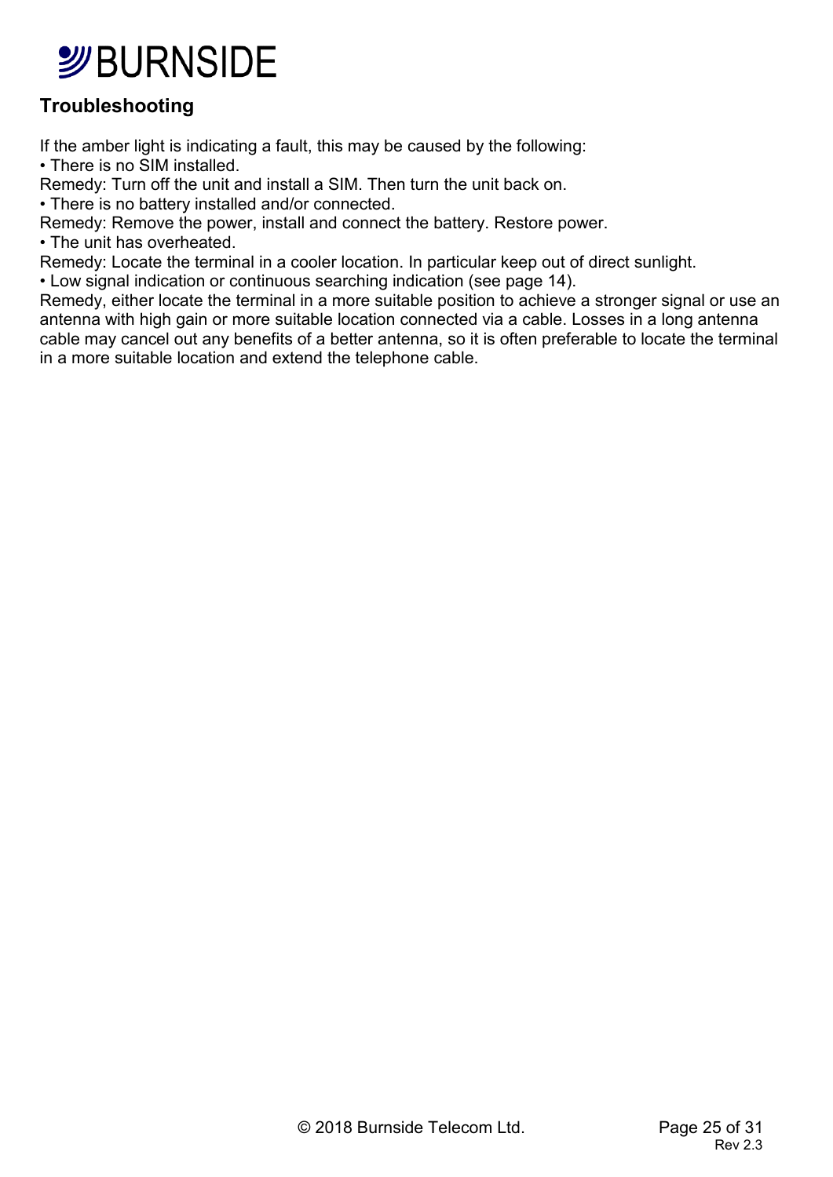## Troubleshooting

If the amber light is indicating a fault, this may be caused by the following:

- There is no SIM installed.

Remedy: Turn off the unit and install a SIM. Then turn the unit back on.

- There is no battery installed and/or connected.

Remedy: Remove the power, install and connect the battery. Restore power.

- The unit has overheated.

Remedy: Locate the terminal in a cooler location. In particular keep out of direct sunlight.

- Low signal indication or continuous searching indication (see page 14).

Remedy, either locate the terminal in a more suitable position to achieve a stronger signal or use an antenna with high gain or more suitable location connected via a cable. Losses in a long antenna cable may cancel out any benefits of a better antenna, so it is often preferable to locate the terminal in a more suitable location and extend the telephone cable.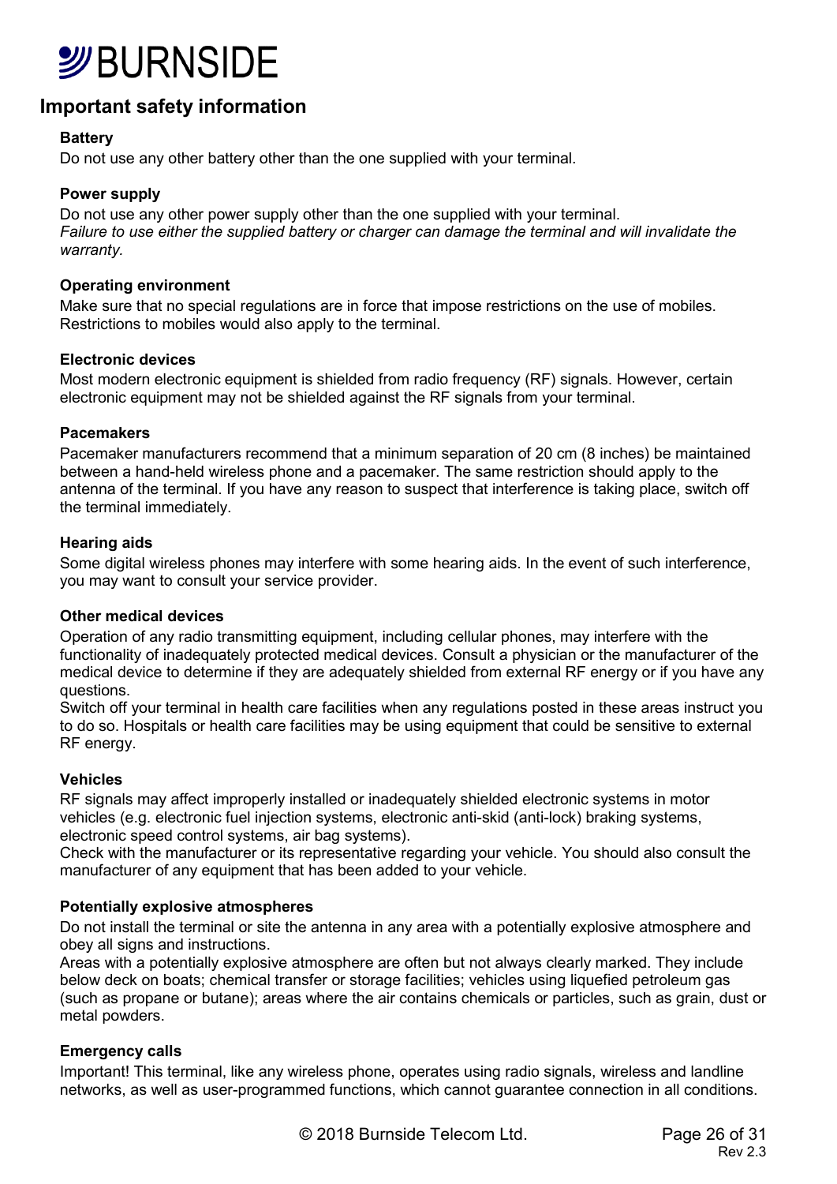## Important safety information

### Battery

Do not use any other battery other than the one supplied with your terminal.

### Power supply

Do not use any other power supply other than the one supplied with your terminal.
*Failure to use either the supplied battery or charger can damage the terminal and will invalidate the warranty.*

### Operating environment

Make sure that no special regulations are in force that impose restrictions on the use of mobiles. Restrictions to mobiles would also apply to the terminal.

### Electronic devices

Most modern electronic equipment is shielded from radio frequency (RF) signals. However, certain electronic equipment may not be shielded against the RF signals from your terminal.

### Pacemakers

Pacemaker manufacturers recommend that a minimum separation of 20 cm (8 inches) be maintained between a hand-held wireless phone and a pacemaker. The same restriction should apply to the antenna of the terminal. If you have any reason to suspect that interference is taking place, switch off the terminal immediately.

### Hearing aids

Some digital wireless phones may interfere with some hearing aids. In the event of such interference, you may want to consult your service provider.

### Other medical devices

Operation of any radio transmitting equipment, including cellular phones, may interfere with the functionality of inadequately protected medical devices. Consult a physician or the manufacturer of the medical device to determine if they are adequately shielded from external RF energy or if you have any questions.
Switch off your terminal in health care facilities when any regulations posted in these areas instruct you to do so. Hospitals or health care facilities may be using equipment that could be sensitive to external RF energy.

### Vehicles

RF signals may affect improperly installed or inadequately shielded electronic systems in motor vehicles (e.g. electronic fuel injection systems, electronic anti-skid (anti-lock) braking systems, electronic speed control systems, air bag systems).
Check with the manufacturer or its representative regarding your vehicle. You should also consult the manufacturer of any equipment that has been added to your vehicle.

### Potentially explosive atmospheres

Do not install the terminal or site the antenna in any area with a potentially explosive atmosphere and obey all signs and instructions.
Areas with a potentially explosive atmosphere are often but not always clearly marked. They include below deck on boats; chemical transfer or storage facilities; vehicles using liquefied petroleum gas (such as propane or butane); areas where the air contains chemicals or particles, such as grain, dust or metal powders.

### Emergency calls

Important! This terminal, like any wireless phone, operates using radio signals, wireless and landline networks, as well as user-programmed functions, which cannot guarantee connection in all conditions.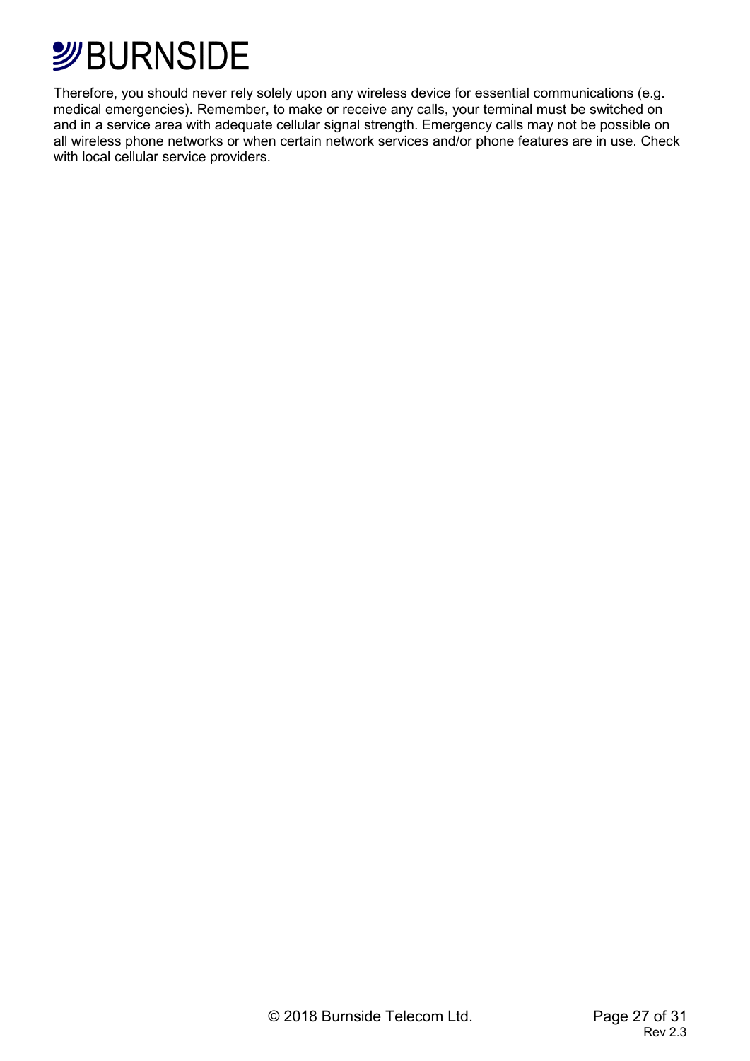Therefore, you should never rely solely upon any wireless device for essential communications (e.g. medical emergencies). Remember, to make or receive any calls, your terminal must be switched on and in a service area with adequate cellular signal strength. Emergency calls may not be possible on all wireless phone networks or when certain network services and/or phone features are in use. Check with local cellular service providers.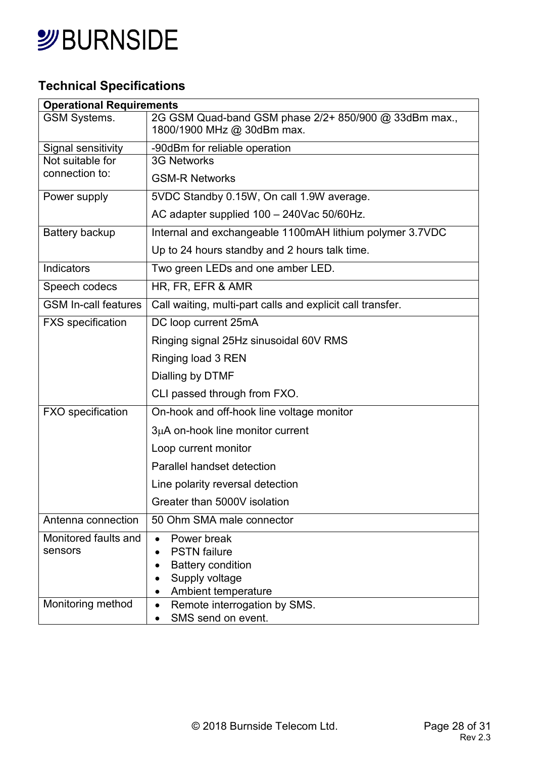## Technical Specifications

| **Operational Requirements** | |
|---|---|
| GSM Systems. | 2G GSM Quad-band GSM phase 2/2+ 850/900 @ 33dBm max., 1800/1900 MHz @ 30dBm max. |
| Signal sensitivity | -90dBm for reliable operation |
| Not suitable for connection to: | 3G Networks<br>GSM-R Networks |
| Power supply | 5VDC Standby 0.15W, On call 1.9W average.<br>AC adapter supplied 100 – 240Vac 50/60Hz. |
| Battery backup | Internal and exchangeable 1100mAH lithium polymer 3.7VDC<br>Up to 24 hours standby and 2 hours talk time. |
| Indicators | Two green LEDs and one amber LED. |
| Speech codecs | HR, FR, EFR & AMR |
| GSM In-call features | Call waiting, multi-part calls and explicit call transfer. |
| FXS specification | DC loop current 25mA<br>Ringing signal 25Hz sinusoidal 60V RMS<br>Ringing load 3 REN<br>Dialling by DTMF<br>CLI passed through from FXO. |
| FXO specification | On-hook and off-hook line voltage monitor<br>3μA on-hook line monitor current<br>Loop current monitor<br>Parallel handset detection<br>Line polarity reversal detection<br>Greater than 5000V isolation |
| Antenna connection | 50 Ohm SMA male connector |
| Monitored faults and sensors | • Power break<br>• PSTN failure<br>• Battery condition<br>• Supply voltage<br>• Ambient temperature |
| Monitoring method | • Remote interrogation by SMS.<br>• SMS send on event. |

© 2018 Burnside Telecom Ltd.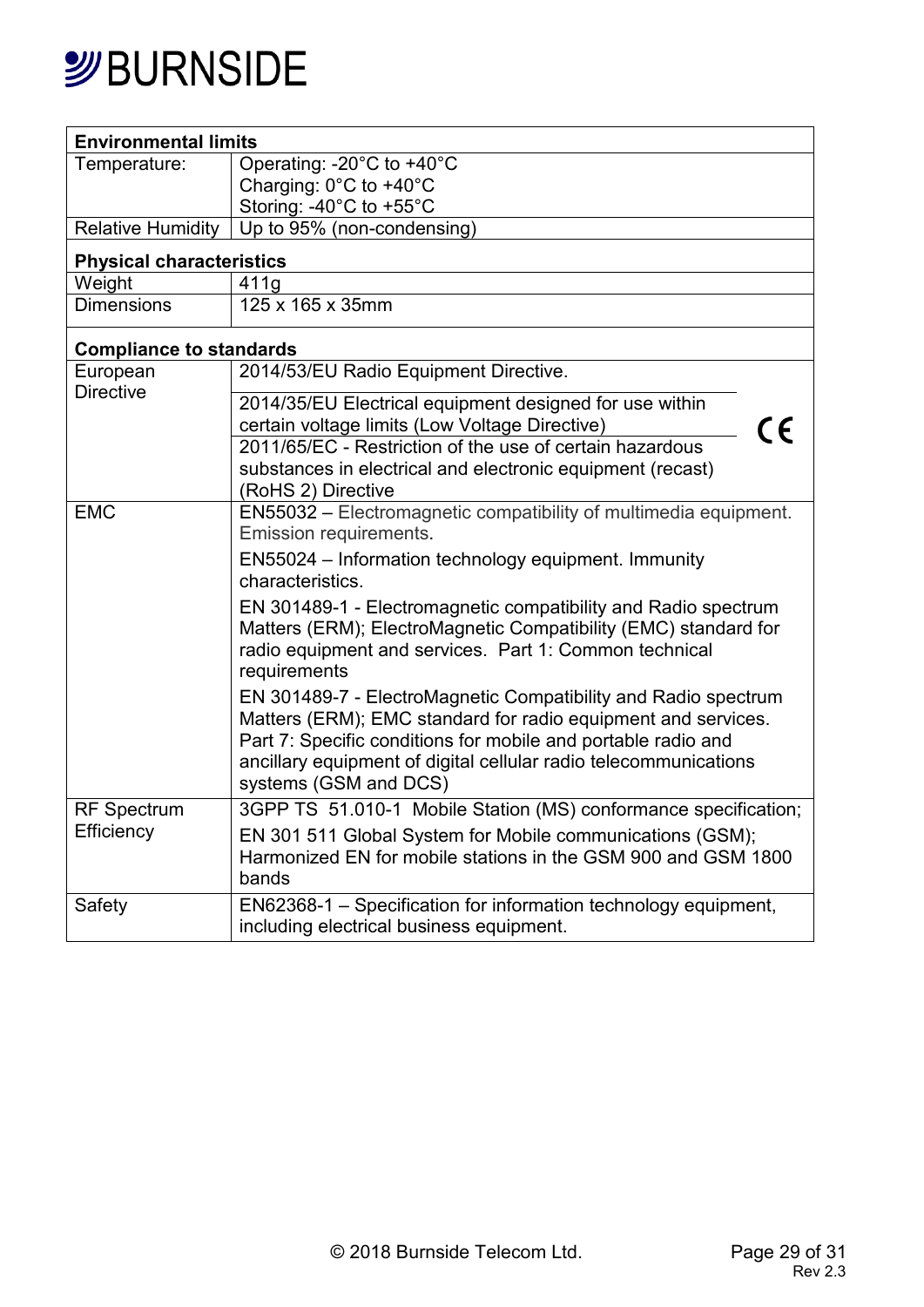| **Environmental limits** | |
|---|---|
| Temperature: | Operating: -20°C to +40°C<br>Charging: 0°C to +40°C<br>Storing: -40°C to +55°C |
| Relative Humidity | Up to 95% (non-condensing) |
| **Physical characteristics** | |
| Weight | 411g |
| Dimensions | 125 x 165 x 35mm |
| **Compliance to standards** | |
| European Directive | 2014/53/EU Radio Equipment Directive.<br>2014/35/EU Electrical equipment designed for use within certain voltage limits (Low Voltage Directive)<br>2011/65/EC - Restriction of the use of certain hazardous substances in electrical and electronic equipment (recast) (RoHS 2) Directive<br>CE |
| EMC | EN55032 – Electromagnetic compatibility of multimedia equipment. Emission requirements.<br>EN55024 – Information technology equipment. Immunity characteristics.<br>EN 301489-1 - Electromagnetic compatibility and Radio spectrum Matters (ERM); ElectroMagnetic Compatibility (EMC) standard for radio equipment and services. Part 1: Common technical requirements<br>EN 301489-7 - ElectroMagnetic Compatibility and Radio spectrum Matters (ERM); EMC standard for radio equipment and services. Part 7: Specific conditions for mobile and portable radio and ancillary equipment of digital cellular radio telecommunications systems (GSM and DCS) |
| RF Spectrum Efficiency | 3GPP TS 51.010-1 Mobile Station (MS) conformance specification;<br>EN 301 511 Global System for Mobile communications (GSM); Harmonized EN for mobile stations in the GSM 900 and GSM 1800 bands |
| Safety | EN62368-1 – Specification for information technology equipment, including electrical business equipment. |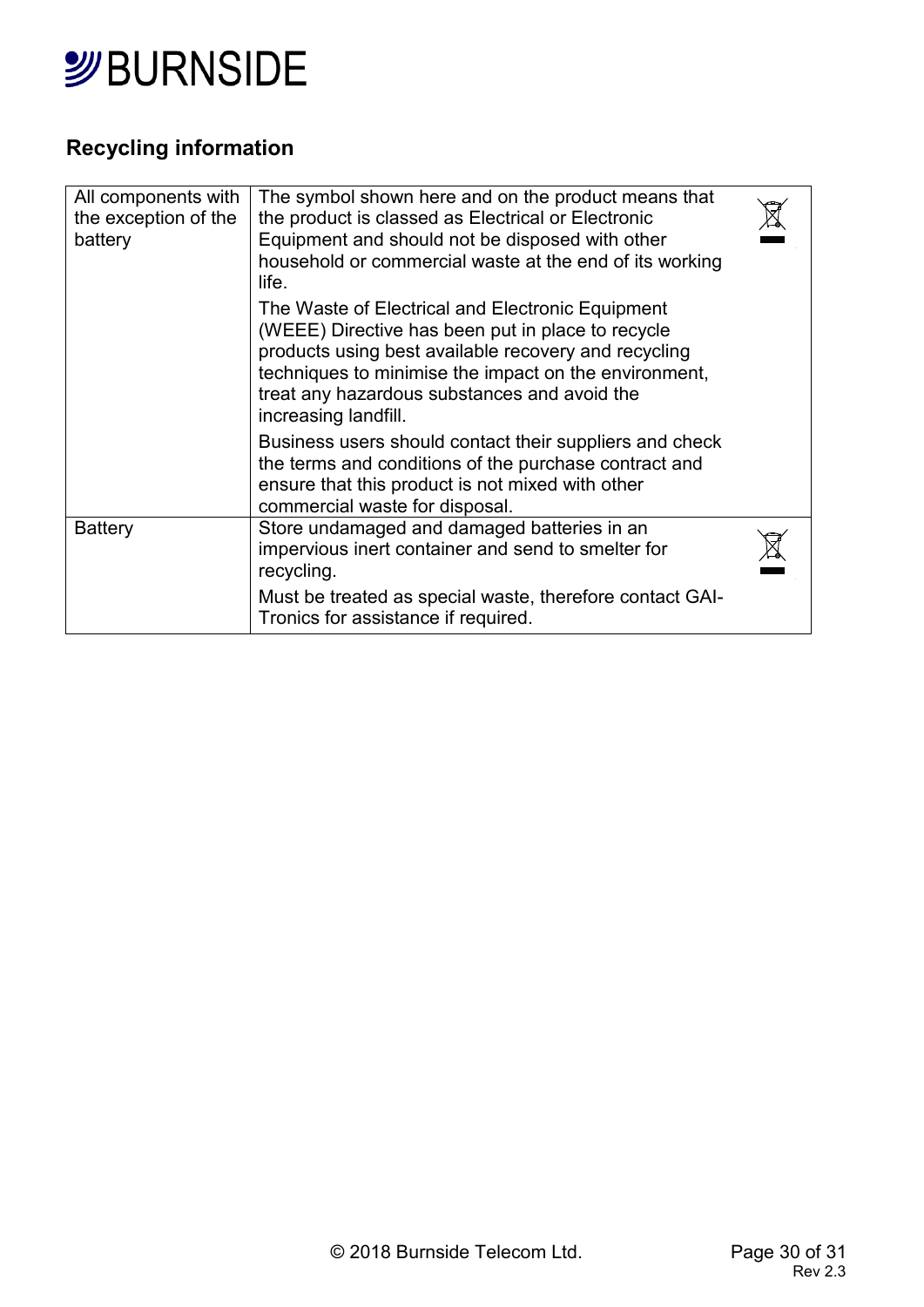## Recycling information

| | |
|---|---|
| All components with the exception of the battery | The symbol shown here and on the product means that the product is classed as Electrical or Electronic Equipment and should not be disposed with other household or commercial waste at the end of its working life.<br><br>The Waste of Electrical and Electronic Equipment (WEEE) Directive has been put in place to recycle products using best available recovery and recycling techniques to minimise the impact on the environment, treat any hazardous substances and avoid the increasing landfill.<br><br>Business users should contact their suppliers and check the terms and conditions of the purchase contract and ensure that this product is not mixed with other commercial waste for disposal. |
| Battery | Store undamaged and damaged batteries in an impervious inert container and send to smelter for recycling.<br><br>Must be treated as special waste, therefore contact GAI-Tronics for assistance if required. |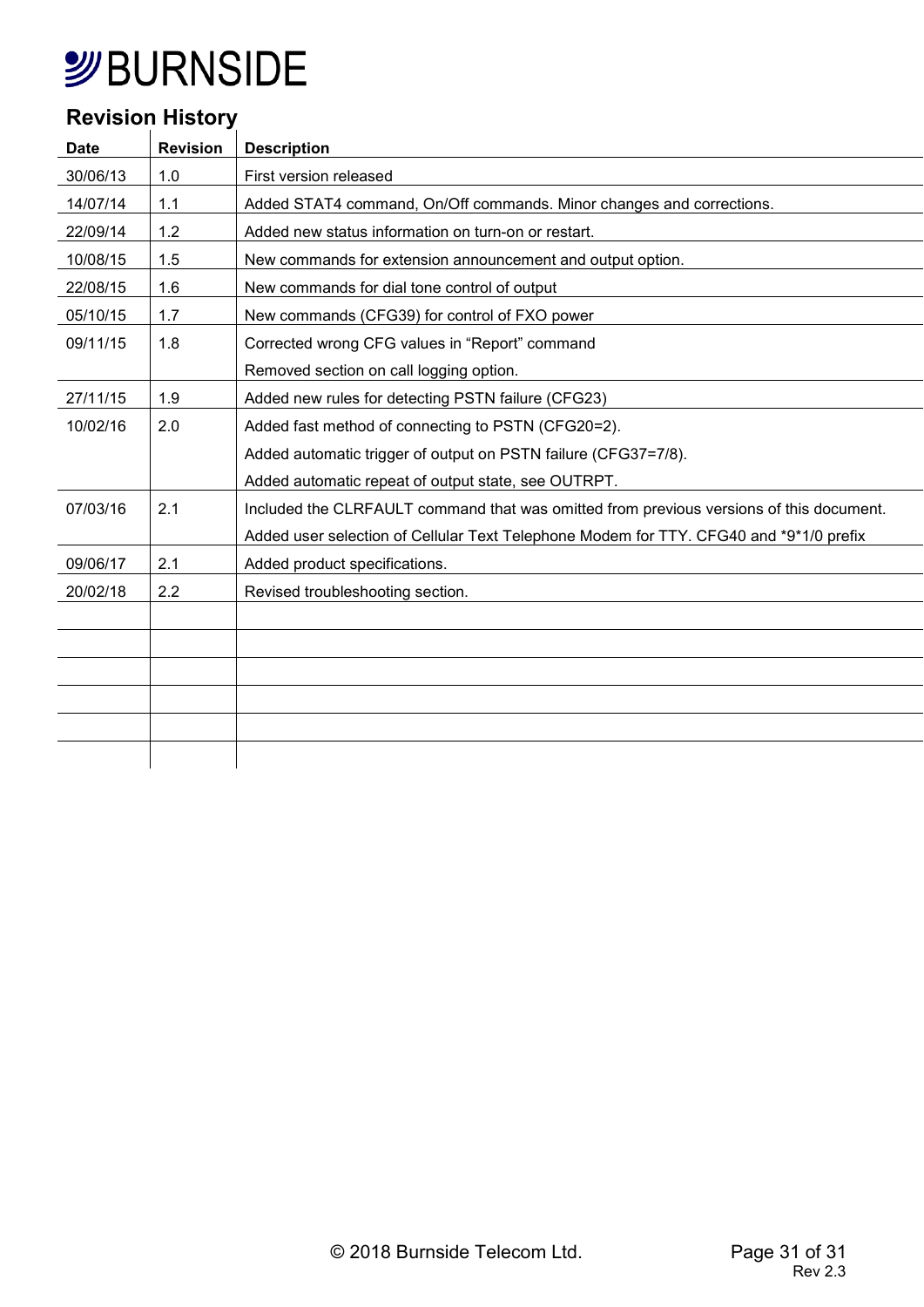## Revision History

| Date | Revision | Description |
|---|---|---|
| 30/06/13 | 1.0 | First version released |
| 14/07/14 | 1.1 | Added STAT4 command, On/Off commands. Minor changes and corrections. |
| 22/09/14 | 1.2 | Added new status information on turn-on or restart. |
| 10/08/15 | 1.5 | New commands for extension announcement and output option. |
| 22/08/15 | 1.6 | New commands for dial tone control of output |
| 05/10/15 | 1.7 | New commands (CFG39) for control of FXO power |
| 09/11/15 | 1.8 | Corrected wrong CFG values in “Report” command<br>Removed section on call logging option. |
| 27/11/15 | 1.9 | Added new rules for detecting PSTN failure (CFG23) |
| 10/02/16 | 2.0 | Added fast method of connecting to PSTN (CFG20=2).<br>Added automatic trigger of output on PSTN failure (CFG37=7/8).<br>Added automatic repeat of output state, see OUTRPT. |
| 07/03/16 | 2.1 | Included the CLRFAULT command that was omitted from previous versions of this document.<br>Added user selection of Cellular Text Telephone Modem for TTY. CFG40 and *9*1/0 prefix |
| 09/06/17 | 2.1 | Added product specifications. |
| 20/02/18 | 2.2 | Revised troubleshooting section. |
| | | |
| | | |
| | | |
| | | |
| | | |
| | | |